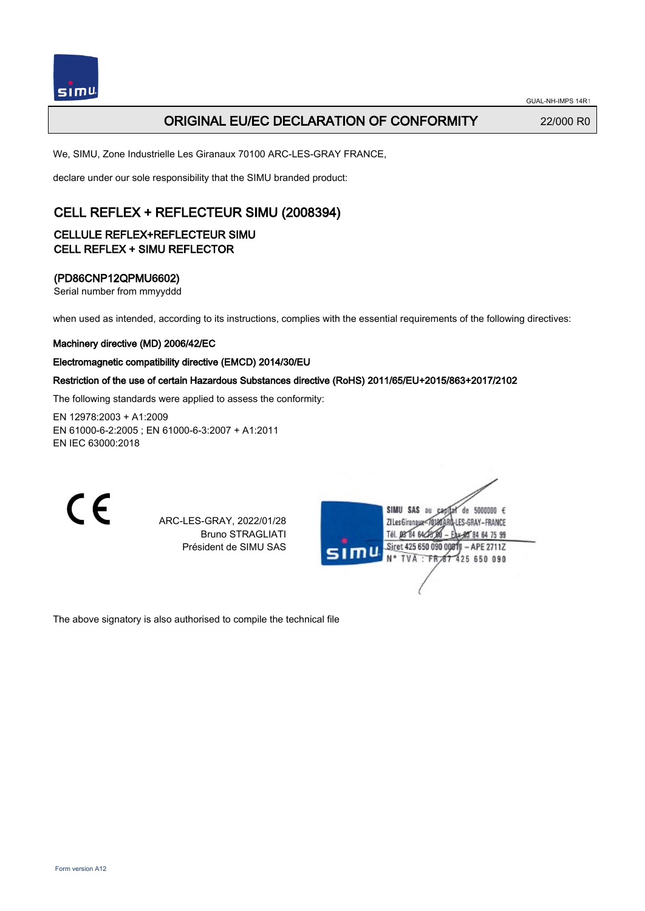# ORIGINAL EU/EC DECLARATION OF CONFORMITY

22/000 R0

We, SIMU, Zone Industrielle Les Giranaux 70100 ARC-LES-GRAY FRANCE,

declare under our sole responsibility that the SIMU branded product:

## CELL REFLEX + REFLECTEUR SIMU (2008394)

### CELLULE REFLEX+REFLECTEUR SIMU
### CELL REFLEX + SIMU REFLECTOR

### (PD86CNP12QPMU6602)

Serial number from mmyyddd

when used as intended, according to its instructions, complies with the essential requirements of the following directives:

**Machinery directive (MD) 2006/42/EC**

**Electromagnetic compatibility directive (EMCD) 2014/30/EU**

**Restriction of the use of certain Hazardous Substances directive (RoHS) 2011/65/EU+2015/863+2017/2102**

The following standards were applied to assess the conformity:

EN 12978:2003 + A1:2009
EN 61000-6-2:2005 ; EN 61000-6-3:2007 + A1:2011
EN IEC 63000:2018

CE

ARC-LES-GRAY, 2022/01/28
Bruno STRAGLIATI
Président de SIMU SAS

SIMU SAS au capital de 5000000 €
ZI Les Giranaux 70100 ARC-LES-GRAY-FRANCE
Tél. 03 84 64 78 00 – Fax 03 84 64 75 99
Siret 425 650 090 00011 – APE 2711Z
N° TVA : FR 87 425 650 090

The above signatory is also authorised to compile the technical file

Form version A12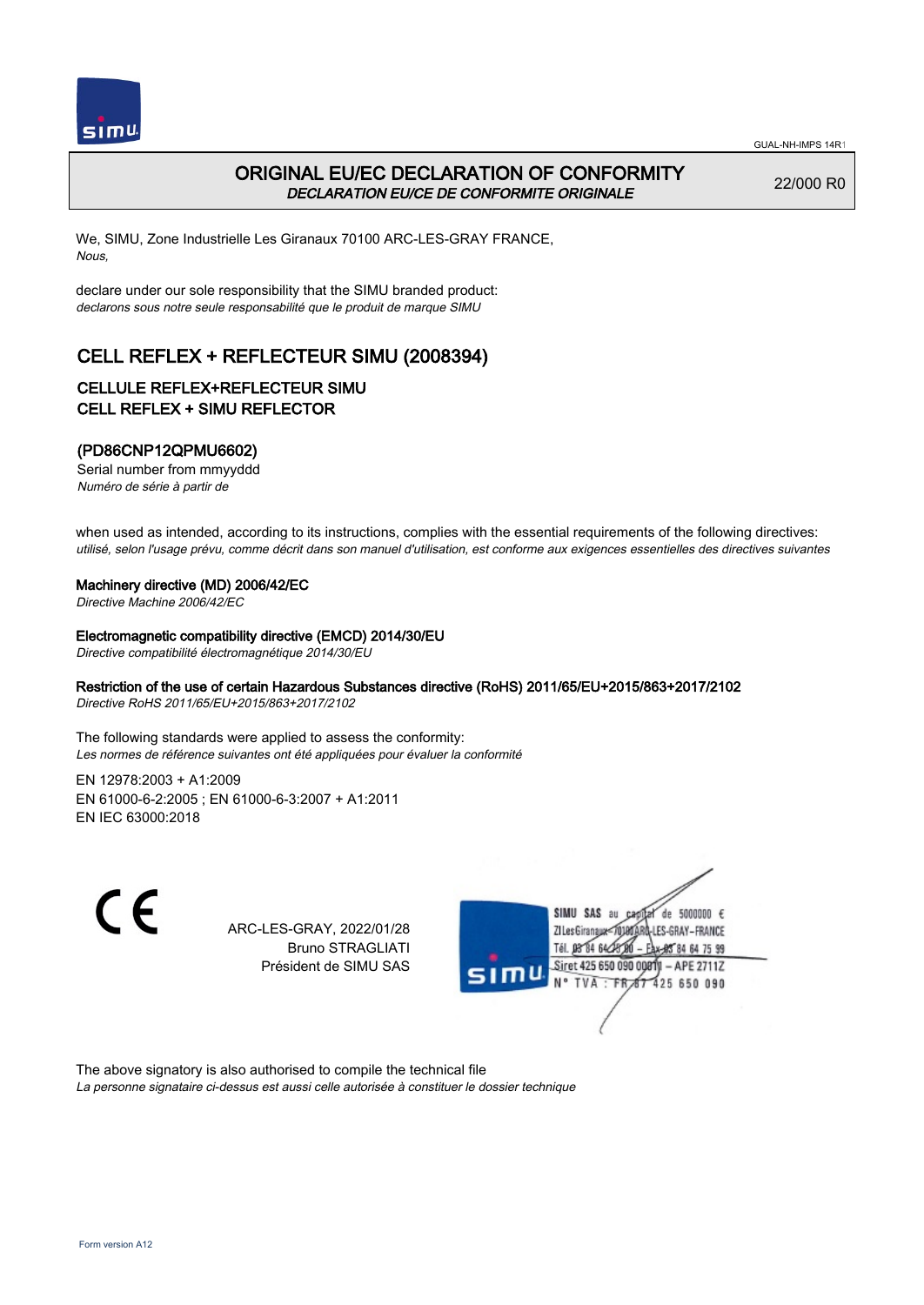GUAL-NH-IMPS 14R1

# ORIGINAL EU/EC DECLARATION OF CONFORMITY

*DECLARATION EU/CE DE CONFORMITE ORIGINALE*

22/000 R0

We, SIMU, Zone Industrielle Les Giranaux 70100 ARC-LES-GRAY FRANCE,
*Nous,*

declare under our sole responsibility that the SIMU branded product:
*declarons sous notre seule responsabilité que le produit de marque SIMU*

## CELL REFLEX + REFLECTEUR SIMU (2008394)

### CELLULE REFLEX+REFLECTEUR SIMU
### CELL REFLEX + SIMU REFLECTOR

### (PD86CNP12QPMU6602)

Serial number from mmyyddd
*Numéro de série à partir de*

when used as intended, according to its instructions, complies with the essential requirements of the following directives:
*utilisé, selon l'usage prévu, comme décrit dans son manuel d'utilisation, est conforme aux exigences essentielles des directives suivantes*

**Machinery directive (MD) 2006/42/EC**
*Directive Machine 2006/42/EC*

**Electromagnetic compatibility directive (EMCD) 2014/30/EU**
*Directive compatibilité électromagnétique 2014/30/EU*

**Restriction of the use of certain Hazardous Substances directive (RoHS) 2011/65/EU+2015/863+2017/2102**
*Directive RoHS 2011/65/EU+2015/863+2017/2102*

The following standards were applied to assess the conformity:
*Les normes de référence suivantes ont été appliquées pour évaluer la conformité*

EN 12978:2003 + A1:2009
EN 61000-6-2:2005 ; EN 61000-6-3:2007 + A1:2011
EN IEC 63000:2018

CE

ARC-LES-GRAY, 2022/01/28
Bruno STRAGLIATI
Président de SIMU SAS

SIMU SAS au capital de 5000000 €
ZI Les Giranaux 70100 ARC-LES-GRAY-FRANCE
Tél. 03 84 64 28 00 – Fax 03 84 64 75 99
Siret 425 650 090 00011 – APE 2711Z
N° TVA : FR 87 425 650 090

The above signatory is also authorised to compile the technical file
*La personne signataire ci-dessus est aussi celle autorisée à constituer le dossier technique*

Form version A12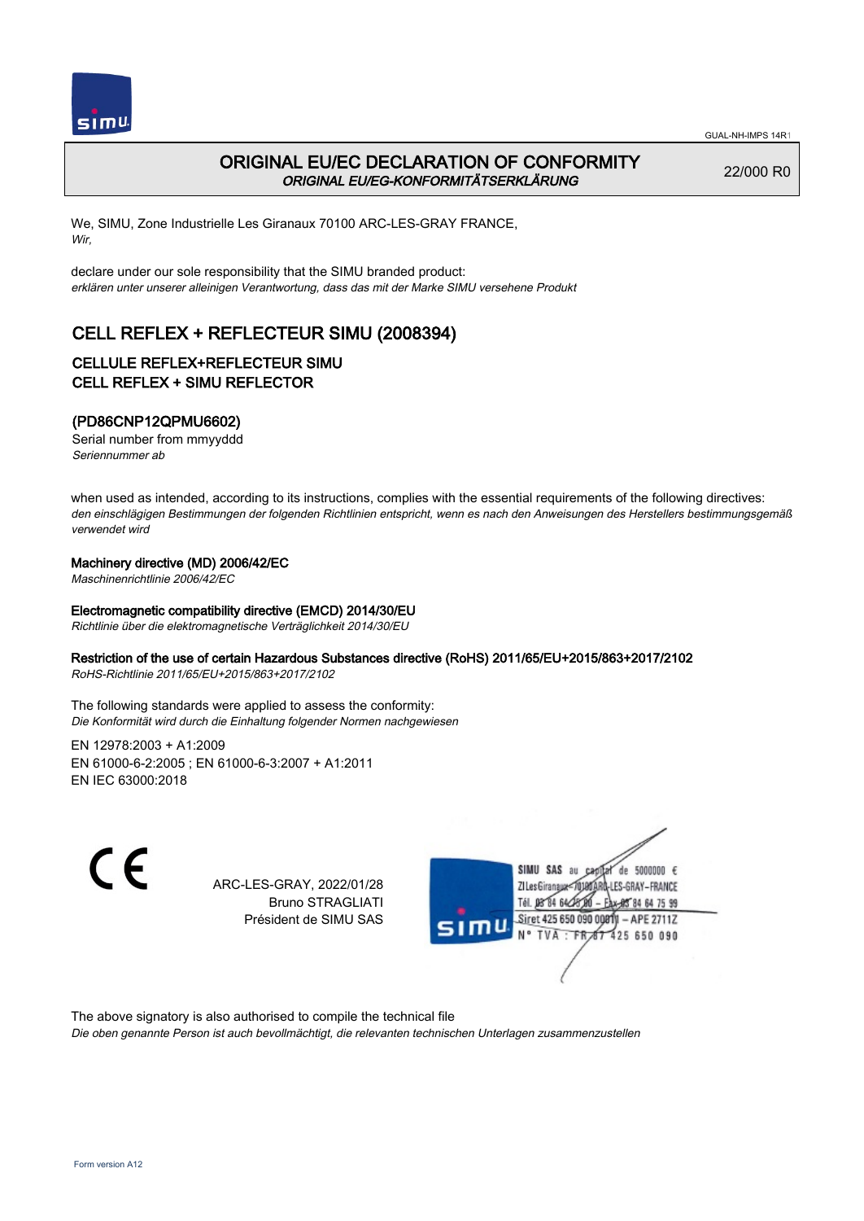GUAL-NH-IMPS 14R1

# ORIGINAL EU/EC DECLARATION OF CONFORMITY

*ORIGINAL EU/EG-KONFORMITÄTSERKLÄRUNG*

22/000 R0

We, SIMU, Zone Industrielle Les Giranaux 70100 ARC-LES-GRAY FRANCE,
*Wir,*

declare under our sole responsibility that the SIMU branded product:
*erklären unter unserer alleinigen Verantwortung, dass das mit der Marke SIMU versehene Produkt*

## CELL REFLEX + REFLECTEUR SIMU (2008394)

### CELLULE REFLEX+REFLECTEUR SIMU
### CELL REFLEX + SIMU REFLECTOR

### (PD86CNP12QPMU6602)

Serial number from mmyyddd
*Seriennummer ab*

when used as intended, according to its instructions, complies with the essential requirements of the following directives:
*den einschlägigen Bestimmungen der folgenden Richtlinien entspricht, wenn es nach den Anweisungen des Herstellers bestimmungsgemäß verwendet wird*

**Machinery directive (MD) 2006/42/EC**
*Maschinenrichtlinie 2006/42/EC*

**Electromagnetic compatibility directive (EMCD) 2014/30/EU**
*Richtlinie über die elektromagnetische Verträglichkeit 2014/30/EU*

**Restriction of the use of certain Hazardous Substances directive (RoHS) 2011/65/EU+2015/863+2017/2102**
*RoHS-Richtlinie 2011/65/EU+2015/863+2017/2102*

The following standards were applied to assess the conformity:
*Die Konformität wird durch die Einhaltung folgender Normen nachgewiesen*

EN 12978:2003 + A1:2009
EN 61000-6-2:2005 ; EN 61000-6-3:2007 + A1:2011
EN IEC 63000:2018

ARC-LES-GRAY, 2022/01/28
Bruno STRAGLIATI
Président de SIMU SAS

SIMU SAS au capital de 5000000 €
ZI Les Giranaux 70100 ARC-LES-GRAY-FRANCE
Tél. 03 84 64 75 00 – Fax 03 84 64 75 99
Siret 425 650 090 00011 – APE 2711Z
N° TVA : FR 87 425 650 090

The above signatory is also authorised to compile the technical file
*Die oben genannte Person ist auch bevollmächtigt, die relevanten technischen Unterlagen zusammenzustellen*

Form version A12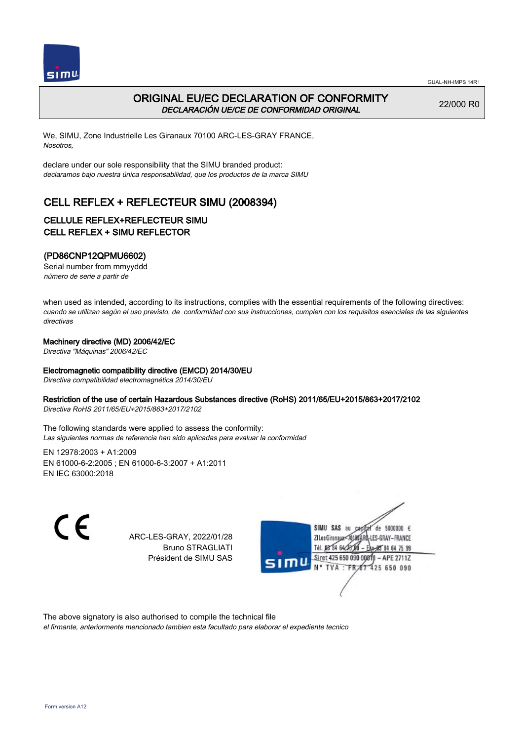GUAL-NH-IMPS 14R1

# ORIGINAL EU/EC DECLARATION OF CONFORMITY
*DECLARACIÓN UE/CE DE CONFORMIDAD ORIGINAL*

22/000 R0

We, SIMU, Zone Industrielle Les Giranaux 70100 ARC-LES-GRAY FRANCE,
*Nosotros,*

declare under our sole responsibility that the SIMU branded product:
*declaramos bajo nuestra única responsabilidad, que los productos de la marca SIMU*

## CELL REFLEX + REFLECTEUR SIMU (2008394)

### CELLULE REFLEX+REFLECTEUR SIMU
### CELL REFLEX + SIMU REFLECTOR

### (PD86CNP12QPMU6602)

Serial number from mmyyddd
*número de serie a partir de*

when used as intended, according to its instructions, complies with the essential requirements of the following directives:
*cuando se utilizan según el uso previsto, de conformidad con sus instrucciones, cumplen con los requisitos esenciales de las siguientes directivas*

**Machinery directive (MD) 2006/42/EC**
*Directiva "Máquinas" 2006/42/EC*

**Electromagnetic compatibility directive (EMCD) 2014/30/EU**
*Directiva compatibilidad electromagnética 2014/30/EU*

**Restriction of the use of certain Hazardous Substances directive (RoHS) 2011/65/EU+2015/863+2017/2102**
*Directiva RoHS 2011/65/EU+2015/863+2017/2102*

The following standards were applied to assess the conformity:
*Las siguientes normas de referencia han sido aplicadas para evaluar la conformidad*

EN 12978:2003 + A1:2009
EN 61000-6-2:2005 ; EN 61000-6-3:2007 + A1:2011
EN IEC 63000:2018

CE

ARC-LES-GRAY, 2022/01/28
Bruno STRAGLIATI
Président de SIMU SAS

SIMU SAS au capital de 5000000 €
ZI Les Giranaux 70100 ARC-LES-GRAY-FRANCE
Tél. 03 84 64 75 00 – Fax 03 84 64 75 99
Siret 425 650 090 00011 – APE 2711Z
N° TVA : FR 87 425 650 090

The above signatory is also authorised to compile the technical file
*el firmante, anteriormente mencionado tambien esta facultado para elaborar el expediente tecnico*

Form version A12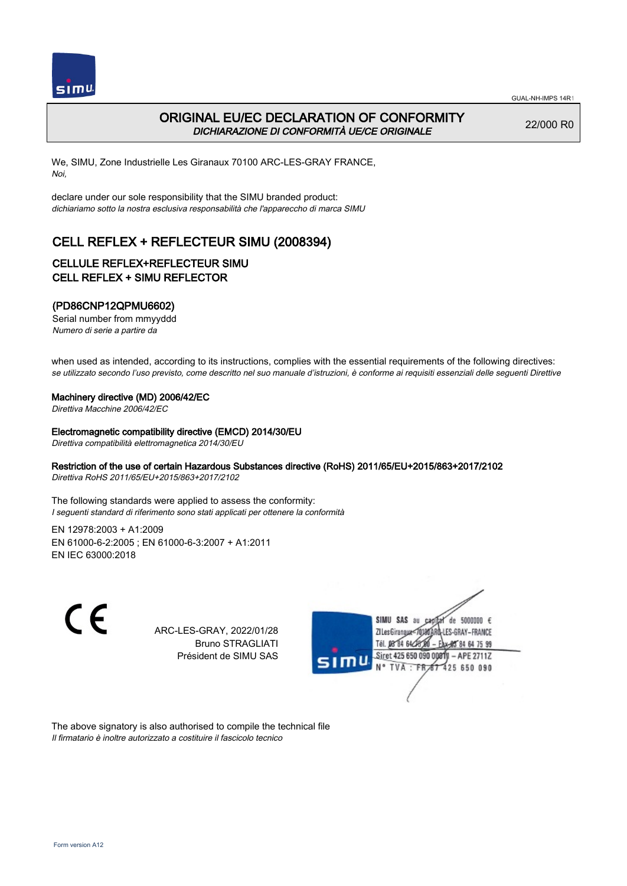GUAL-NH-IMPS 14R1

# ORIGINAL EU/EC DECLARATION OF CONFORMITY

*DICHIARAZIONE DI CONFORMITÀ UE/CE ORIGINALE*

22/000 R0

We, SIMU, Zone Industrielle Les Giranaux 70100 ARC-LES-GRAY FRANCE,
*Noi,*

declare under our sole responsibility that the SIMU branded product:
*dichiariamo sotto la nostra esclusiva responsabilità che l'apparecchio di marca SIMU*

## CELL REFLEX + REFLECTEUR SIMU (2008394)

### CELLULE REFLEX+REFLECTEUR SIMU
### CELL REFLEX + SIMU REFLECTOR

### (PD86CNP12QPMU6602)

Serial number from mmyyddd
*Numero di serie a partire da*

when used as intended, according to its instructions, complies with the essential requirements of the following directives:
*se utilizzato secondo l'uso previsto, come descritto nel suo manuale d'istruzioni, è conforme ai requisiti essenziali delle seguenti Direttive*

**Machinery directive (MD) 2006/42/EC**
*Direttiva Macchine 2006/42/EC*

**Electromagnetic compatibility directive (EMCD) 2014/30/EU**
*Direttiva compatibilità elettromagnetica 2014/30/EU*

**Restriction of the use of certain Hazardous Substances directive (RoHS) 2011/65/EU+2015/863+2017/2102**
*Direttiva RoHS 2011/65/EU+2015/863+2017/2102*

The following standards were applied to assess the conformity:
*I seguenti standard di riferimento sono stati applicati per ottenere la conformità*

EN 12978:2003 + A1:2009
EN 61000-6-2:2005 ; EN 61000-6-3:2007 + A1:2011
EN IEC 63000:2018

CE

ARC-LES-GRAY, 2022/01/28
Bruno STRAGLIATI
Président de SIMU SAS

SIMU SAS au capital de 5000000 €
ZI Les Giranaux 70100 ARC-LES-GRAY-FRANCE
Tél. 03 84 64 78 00 – Fax 03 84 64 75 99
Siret 425 650 090 00811 – APE 2711Z
N° TVA : FR 87 425 650 090

The above signatory is also authorised to compile the technical file
*Il firmatario è inoltre autorizzato a costituire il fascicolo tecnico*

Form version A12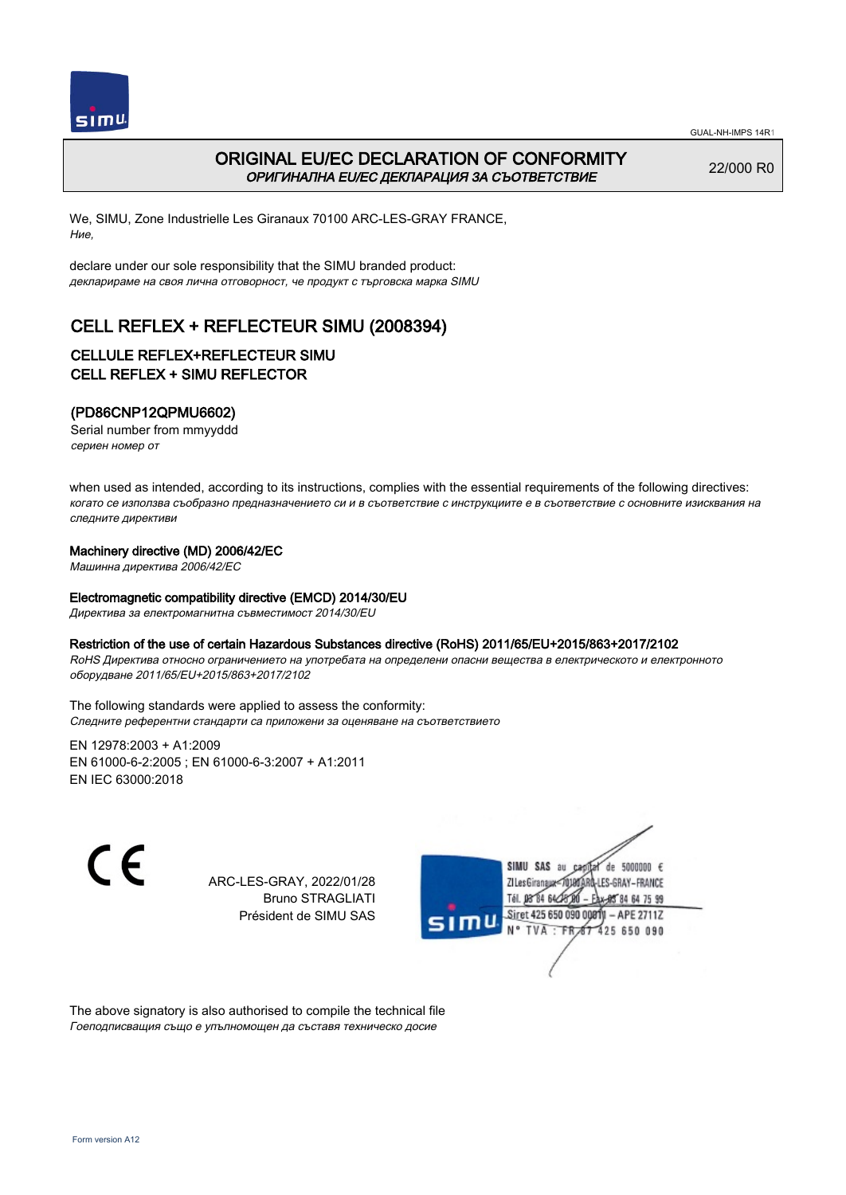GUAL-NH-IMPS 14R1

# ORIGINAL EU/EC DECLARATION OF CONFORMITY
*ОРИГИНАЛНА EU/EC ДЕКЛАРАЦИЯ ЗА СЪОТВЕТСТВИЕ*

22/000 R0

We, SIMU, Zone Industrielle Les Giranaux 70100 ARC-LES-GRAY FRANCE,
*Ние,*

declare under our sole responsibility that the SIMU branded product:
*декларираме на своя лична отговорност, че продукт с търговска марка SIMU*

## CELL REFLEX + REFLECTEUR SIMU (2008394)

### CELLULE REFLEX+REFLECTEUR SIMU
### CELL REFLEX + SIMU REFLECTOR

### (PD86CNP12QPMU6602)

Serial number from mmyyddd
*сериен номер от*

when used as intended, according to its instructions, complies with the essential requirements of the following directives:
*когато се използва съобразно предназначението си и в съответствие с инструкциите е в съответствие с основните изисквания на следните директиви*

**Machinery directive (MD) 2006/42/EC**
*Машинна директива 2006/42/EC*

**Electromagnetic compatibility directive (EMCD) 2014/30/EU**
*Директива за електромагнитна съвместимост 2014/30/EU*

**Restriction of the use of certain Hazardous Substances directive (RoHS) 2011/65/EU+2015/863+2017/2102**
*RoHS Директива относно ограничението на употребата на определени опасни вещества в електрическото и електронното оборудване 2011/65/EU+2015/863+2017/2102*

The following standards were applied to assess the conformity:
*Следните референтни стандарти са приложени за оценяване на съответствието*

EN 12978:2003 + A1:2009
EN 61000-6-2:2005 ; EN 61000-6-3:2007 + A1:2011
EN IEC 63000:2018

ARC-LES-GRAY, 2022/01/28
Bruno STRAGLIATI
Président de SIMU SAS

SIMU SAS au capital de 5000000 €
ZI Les Giranaux 70100 ARC-LES-GRAY-FRANCE
Tél. 03 84 64 75 00 – Fax 03 84 64 75 99
Siret 425 650 090 00011 – APE 2711Z
N° TVA : FR 87 425 650 090

The above signatory is also authorised to compile the technical file
*Гоеподписващия също е упълномощен да съставя техническо досие*

Form version A12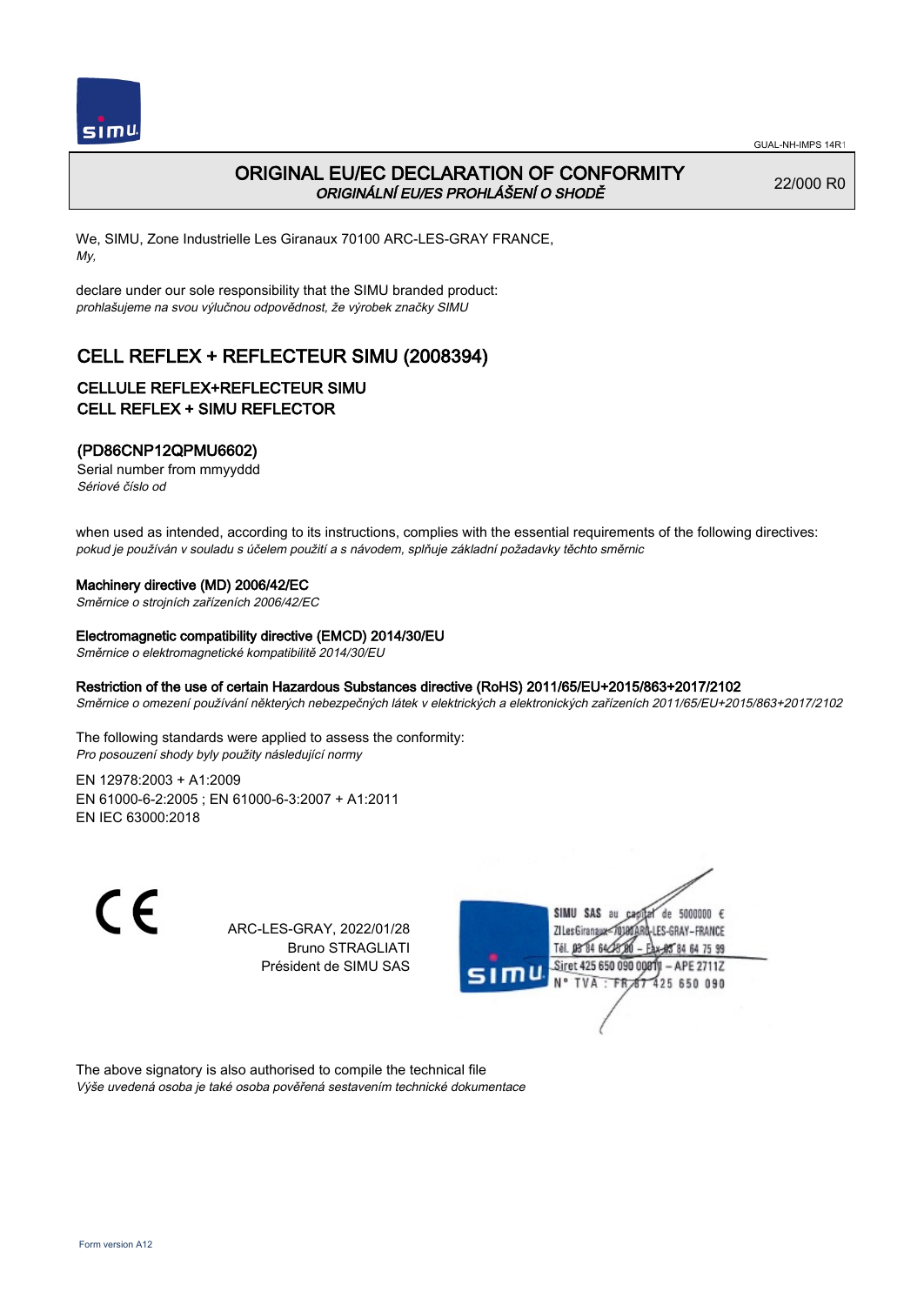# ORIGINAL EU/EC DECLARATION OF CONFORMITY

*ORIGINÁLNÍ EU/ES PROHLÁŠENÍ O SHODĚ*

22/000 R0

We, SIMU, Zone Industrielle Les Giranaux 70100 ARC-LES-GRAY FRANCE,
*My,*

declare under our sole responsibility that the SIMU branded product:
*prohlašujeme na svou výlučnou odpovědnost, že výrobek značky SIMU*

## CELL REFLEX + REFLECTEUR SIMU (2008394)

### CELLULE REFLEX+REFLECTEUR SIMU
### CELL REFLEX + SIMU REFLECTOR

### (PD86CNP12QPMU6602)

Serial number from mmyyddd
*Sériové číslo od*

when used as intended, according to its instructions, complies with the essential requirements of the following directives:
*pokud je používán v souladu s účelem použití a s návodem, splňuje základní požadavky těchto směrnic*

**Machinery directive (MD) 2006/42/EC**
*Směrnice o strojních zařízeních 2006/42/EC*

**Electromagnetic compatibility directive (EMCD) 2014/30/EU**
*Směrnice o elektromagnetické kompatibilitě 2014/30/EU*

**Restriction of the use of certain Hazardous Substances directive (RoHS) 2011/65/EU+2015/863+2017/2102**
*Směrnice o omezení používání některých nebezpečných látek v elektrických a elektronických zařízeních 2011/65/EU+2015/863+2017/2102*

The following standards were applied to assess the conformity:
*Pro posouzení shody byly použity následující normy*

EN 12978:2003 + A1:2009
EN 61000-6-2:2005 ; EN 61000-6-3:2007 + A1:2011
EN IEC 63000:2018

ARC-LES-GRAY, 2022/01/28
Bruno STRAGLIATI
Président de SIMU SAS

SIMU SAS au capital de 5000000 €
ZI Les Giranaux 70100 ARC-LES-GRAY-FRANCE
Tél. 03 84 64 78 00 – Fax 03 84 64 75 99
Siret 425 650 090 00011 – APE 2711Z
N° TVA : FR 87 425 650 090

The above signatory is also authorised to compile the technical file
*Výše uvedená osoba je také osoba pověřená sestavením technické dokumentace*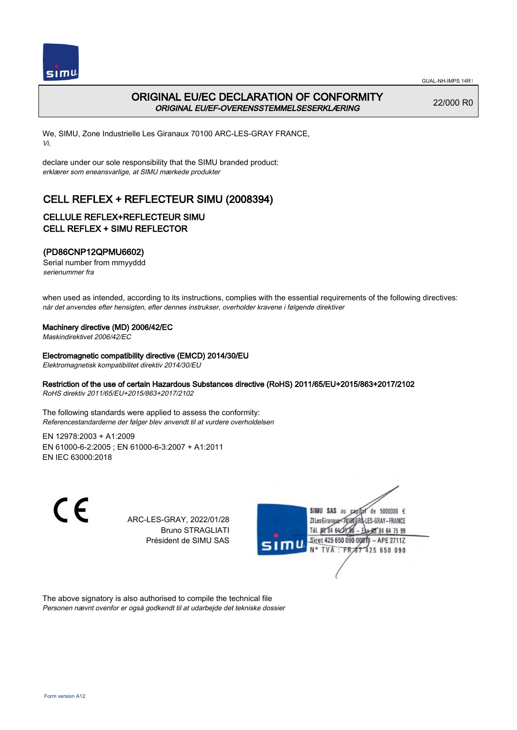GUAL-NH-IMPS 14R1

# ORIGINAL EU/EC DECLARATION OF CONFORMITY

***ORIGINAL EU/EF-OVERENSSTEMMELSESERKLÆRING***

22/000 R0

We, SIMU, Zone Industrielle Les Giranaux 70100 ARC-LES-GRAY FRANCE,
*Vi,*

declare under our sole responsibility that the SIMU branded product:
*erklærer som eneansvarlige, at SIMU mærkede produkter*

## CELL REFLEX + REFLECTEUR SIMU (2008394)

### CELLULE REFLEX+REFLECTEUR SIMU
### CELL REFLEX + SIMU REFLECTOR

### (PD86CNP12QPMU6602)

Serial number from mmyyddd
*serienummer fra*

when used as intended, according to its instructions, complies with the essential requirements of the following directives:
*når det anvendes efter hensigten, efter dennes instrukser, overholder kravene i følgende direktiver*

**Machinery directive (MD) 2006/42/EC**
*Maskindirektivet 2006/42/EC*

**Electromagnetic compatibility directive (EMCD) 2014/30/EU**
*Elektromagnetisk kompatibilitet direktiv 2014/30/EU*

**Restriction of the use of certain Hazardous Substances directive (RoHS) 2011/65/EU+2015/863+2017/2102**
*RoHS direktiv 2011/65/EU+2015/863+2017/2102*

The following standards were applied to assess the conformity:
*Referencestandarderne der følger blev anvendt til at vurdere overholdelsen*

EN 12978:2003 + A1:2009
EN 61000-6-2:2005 ; EN 61000-6-3:2007 + A1:2011
EN IEC 63000:2018

CE

ARC-LES-GRAY, 2022/01/28
Bruno STRAGLIATI
Président de SIMU SAS

SIMU SAS au capital de 5000000 €
ZI Les Giranaux 70100 ARC-LES-GRAY-FRANCE
Tél. 03 84 64 75 00 – Fax 03 84 64 75 99
Siret 425 650 090 00011 – APE 2711Z
N° TVA : FR 67 425 650 090

The above signatory is also authorised to compile the technical file
*Personen nævnt ovenfor er også godkendt til at udarbejde det tekniske dossier*

Form version A12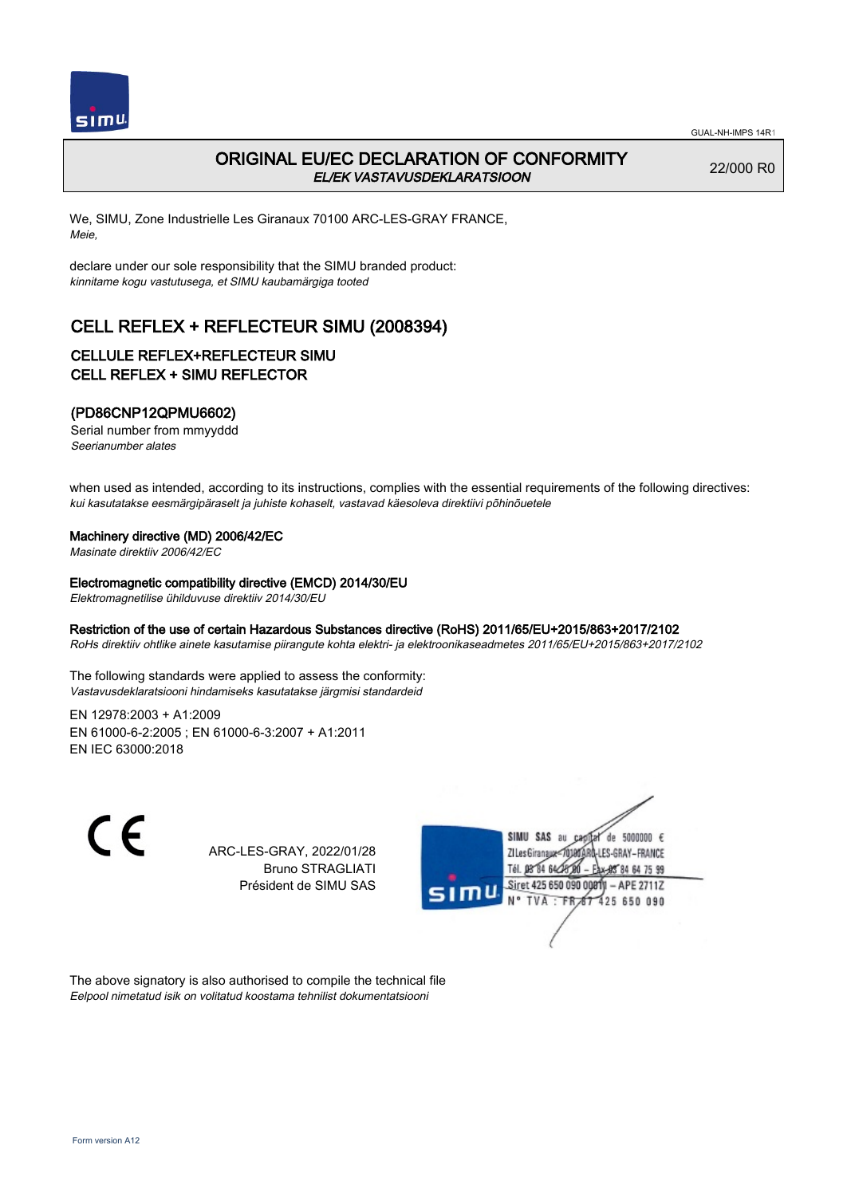GUAL-NH-IMPS 14R1

# ORIGINAL EU/EC DECLARATION OF CONFORMITY
*EL/EK VASTAVUSDEKLARATSIOON*

22/000 R0

We, SIMU, Zone Industrielle Les Giranaux 70100 ARC-LES-GRAY FRANCE,
*Meie,*

declare under our sole responsibility that the SIMU branded product:
*kinnitame kogu vastutusega, et SIMU kaubamärgiga tooted*

## CELL REFLEX + REFLECTEUR SIMU (2008394)

### CELLULE REFLEX+REFLECTEUR SIMU
### CELL REFLEX + SIMU REFLECTOR

### (PD86CNP12QPMU6602)

Serial number from mmyyddd
*Seerianumber alates*

when used as intended, according to its instructions, complies with the essential requirements of the following directives:
*kui kasutatakse eesmärgipäraselt ja juhiste kohaselt, vastavad käesoleva direktiivi põhinõuetele*

**Machinery directive (MD) 2006/42/EC**
*Masinate direktiiv 2006/42/EC*

**Electromagnetic compatibility directive (EMCD) 2014/30/EU**
*Elektromagnetilise ühilduvuse direktiiv 2014/30/EU*

**Restriction of the use of certain Hazardous Substances directive (RoHS) 2011/65/EU+2015/863+2017/2102**
*RoHs direktiiv ohtlike ainete kasutamise piirangute kohta elektri- ja elektroonikaseadmetes 2011/65/EU+2015/863+2017/2102*

The following standards were applied to assess the conformity:
*Vastavusdeklaratsiooni hindamiseks kasutatakse järgmisi standardeid*

EN 12978:2003 + A1:2009
EN 61000-6-2:2005 ; EN 61000-6-3:2007 + A1:2011
EN IEC 63000:2018

CE

ARC-LES-GRAY, 2022/01/28
Bruno STRAGLIATI
Président de SIMU SAS

SIMU SAS au capital de 5000000 €
ZI Les Giranaux 70100 ARC-LES-GRAY-FRANCE
Tél. 03 84 64 75 00 – Fax 03 84 64 75 99
Siret 425 650 090 00011 – APE 2711Z
N° TVA : FR 67 425 650 090

The above signatory is also authorised to compile the technical file
*Eelpool nimetatud isik on volitatud koostama tehnilist dokumentatsiooni*

Form version A12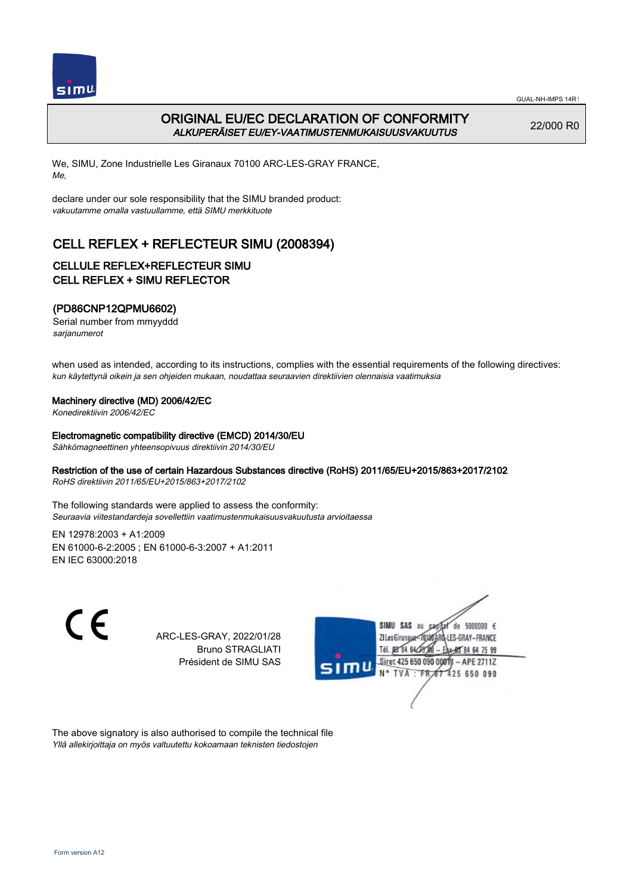# ORIGINAL EU/EC DECLARATION OF CONFORMITY
*ALKUPERÄISET EU/EY-VAATIMUSTENMUKAISUUSVAKUUTUS*

22/000 R0

We, SIMU, Zone Industrielle Les Giranaux 70100 ARC-LES-GRAY FRANCE,
*Me,*

declare under our sole responsibility that the SIMU branded product:
*vakuutamme omalla vastuullamme, että SIMU merkkituote*

## CELL REFLEX + REFLECTEUR SIMU (2008394)

### CELLULE REFLEX+REFLECTEUR SIMU
### CELL REFLEX + SIMU REFLECTOR

### (PD86CNP12QPMU6602)
Serial number from mmyyddd
*sarjanumerot*

when used as intended, according to its instructions, complies with the essential requirements of the following directives:
*kun käytettynä oikein ja sen ohjeiden mukaan, noudattaa seuraavien direktiivien olennaisia vaatimuksia*

**Machinery directive (MD) 2006/42/EC**
*Konedirektiivin 2006/42/EC*

**Electromagnetic compatibility directive (EMCD) 2014/30/EU**
*Sähkömagneettinen yhteensopivuus direktiivin 2014/30/EU*

**Restriction of the use of certain Hazardous Substances directive (RoHS) 2011/65/EU+2015/863+2017/2102**
*RoHS direktiivin 2011/65/EU+2015/863+2017/2102*

The following standards were applied to assess the conformity:
*Seuraavia viitestandardeja sovellettiin vaatimustenmukaisuusvakuutusta arvioitaessa*

EN 12978:2003 + A1:2009
EN 61000-6-2:2005 ; EN 61000-6-3:2007 + A1:2011
EN IEC 63000:2018

CE

ARC-LES-GRAY, 2022/01/28
Bruno STRAGLIATI
Président de SIMU SAS

SIMU SAS au capital de 5000000 €
ZI Les Giranaux 70100 ARC-LES-GRAY-FRANCE
Tél. 03 84 64 75 00 – Fax 03 84 64 75 99
Siret 425 650 090 00811 – APE 2711Z
N° TVA : FR 67 425 650 090

The above signatory is also authorised to compile the technical file
*Yllä allekirjoittaja on myös valtuutettu kokoamaan teknisten tiedostojen*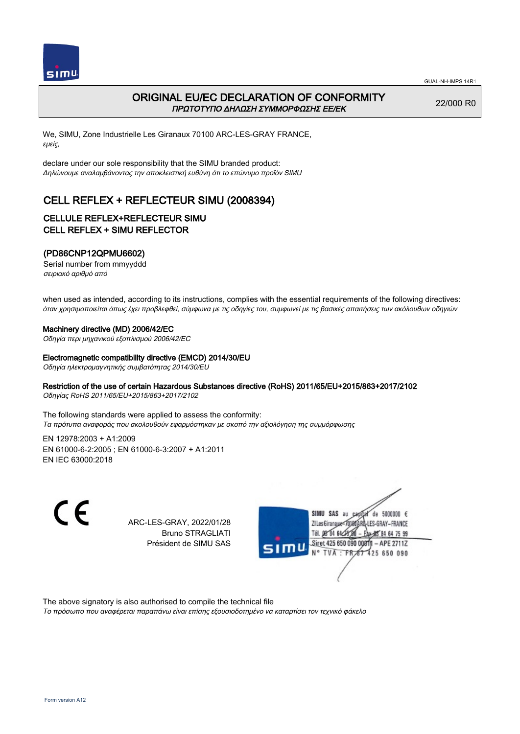# ORIGINAL EU/EC DECLARATION OF CONFORMITY

*ΠΡΩΤΟΤΥΠΟ ΔΗΛΩΣΗ ΣΥΜΜΟΡΦΩΣΗΣ ΕΕ/ΕΚ*

22/000 R0

We, SIMU, Zone Industrielle Les Giranaux 70100 ARC-LES-GRAY FRANCE,
*εμείς,*

declare under our sole responsibility that the SIMU branded product:
*Δηλώνουμε αναλαμβάνοντας την αποκλειστική ευθύνη ότι το επώνυμο προϊόν SIMU*

## CELL REFLEX + REFLECTEUR SIMU (2008394)

### CELLULE REFLEX+REFLECTEUR SIMU
### CELL REFLEX + SIMU REFLECTOR

### (PD86CNP12QPMU6602)

Serial number from mmyyddd
*σειριακό αριθμό από*

when used as intended, according to its instructions, complies with the essential requirements of the following directives:
*όταν χρησιμοποιείται όπως έχει προβλεφθεί, σύμφωνα με τις οδηγίες του, συμφωνεί με τις βασικές απαιτήσεις των ακόλουθων οδηγιών*

Machinery directive (MD) 2006/42/EC
*Οδηγία περι μηχανικού εξοπλισμού 2006/42/EC*

Electromagnetic compatibility directive (EMCD) 2014/30/EU
*Οδηγία ηλεκτρομαγνητικής συμβατότητας 2014/30/EU*

Restriction of the use of certain Hazardous Substances directive (RoHS) 2011/65/EU+2015/863+2017/2102
*Οδηγίας RoHS 2011/65/EU+2015/863+2017/2102*

The following standards were applied to assess the conformity:
*Τα πρότυπα αναφοράς που ακολουθούν εφαρμόστηκαν με σκοπό την αξιολόγηση της συμμόρφωσης*

EN 12978:2003 + A1:2009
EN 61000-6-2:2005 ; EN 61000-6-3:2007 + A1:2011
EN IEC 63000:2018

CE

ARC-LES-GRAY, 2022/01/28
Bruno STRAGLIATI
Président de SIMU SAS

SIMU SAS au capital de 5000000 €
ZI Les Giranaux 70100 ARC-LES-GRAY-FRANCE
Tél. 03 84 64 75 00 – Fax 03 84 64 75 99
Siret 425 650 090 00011 – APE 2711Z
N° TVA : FR 87 425 650 090

The above signatory is also authorised to compile the technical file
*Το πρόσωπο που αναφέρεται παραπάνω είναι επίσης εξουσιοδοτημένο να καταρτίσει τον τεχνικό φάκελο*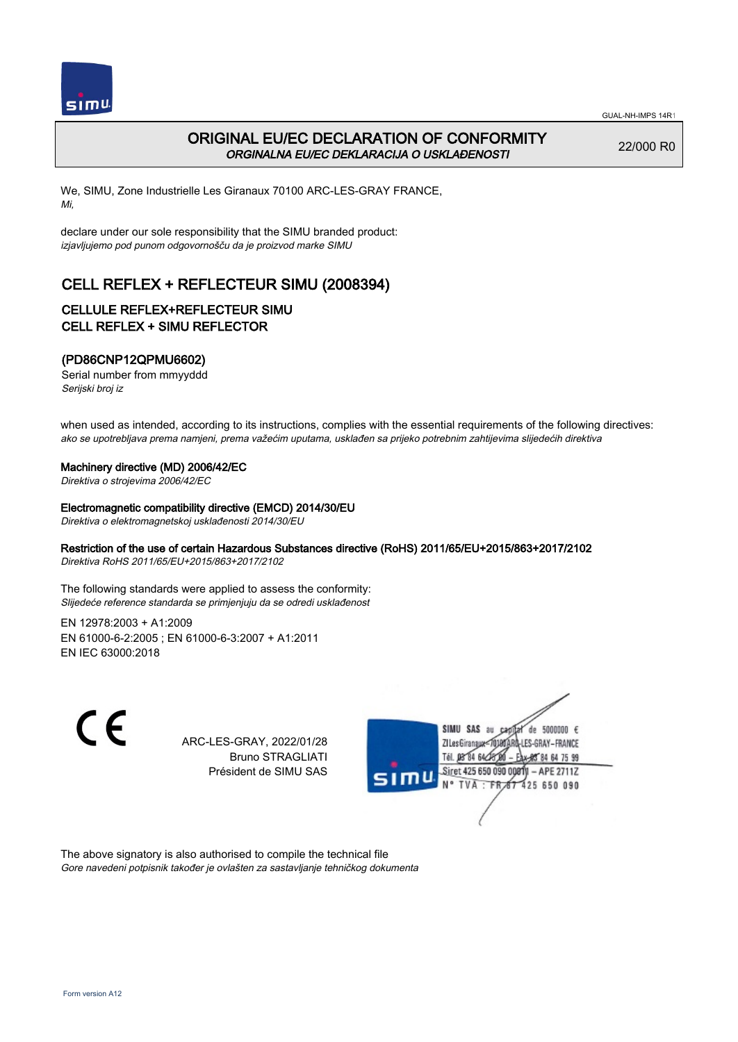GUAL-NH-IMPS 14R1

# ORIGINAL EU/EC DECLARATION OF CONFORMITY
*ORGINALNA EU/EC DEKLARACIJA O USKLAĐENOSTI*

22/000 R0

We, SIMU, Zone Industrielle Les Giranaux 70100 ARC-LES-GRAY FRANCE,
*Mi,*

declare under our sole responsibility that the SIMU branded product:
*izjavljujemo pod punom odgovornošču da je proizvod marke SIMU*

## CELL REFLEX + REFLECTEUR SIMU (2008394)

### CELLULE REFLEX+REFLECTEUR SIMU
### CELL REFLEX + SIMU REFLECTOR

### (PD86CNP12QPMU6602)

Serial number from mmyyddd
*Serijski broj iz*

when used as intended, according to its instructions, complies with the essential requirements of the following directives:
*ako se upotrebljava prema namjeni, prema važećim uputama, usklađen sa prijeko potrebnim zahtijevima slijedećih direktiva*

**Machinery directive (MD) 2006/42/EC**
*Direktiva o strojevima 2006/42/EC*

**Electromagnetic compatibility directive (EMCD) 2014/30/EU**
*Direktiva o elektromagnetskoj usklađenosti 2014/30/EU*

**Restriction of the use of certain Hazardous Substances directive (RoHS) 2011/65/EU+2015/863+2017/2102**
*Direktiva RoHS 2011/65/EU+2015/863+2017/2102*

The following standards were applied to assess the conformity:
*Slijedeće reference standarda se primjenjuju da se odredi usklađenost*

EN 12978:2003 + A1:2009
EN 61000-6-2:2005 ; EN 61000-6-3:2007 + A1:2011
EN IEC 63000:2018

ARC-LES-GRAY, 2022/01/28
Bruno STRAGLIATI
Président de SIMU SAS

SIMU SAS au capital de 5000000 €
ZI Les Giranaux 70100 ARC-LES-GRAY-FRANCE
Tél. 03 84 64 75 00 – Fax 03 84 64 75 99
Siret 425 650 090 00011 – APE 2711Z
N° TVA : FR 67 425 650 090

The above signatory is also authorised to compile the technical file
*Gore navedeni potpisnik također je ovlašten za sastavljanje tehničkog dokumenta*

Form version A12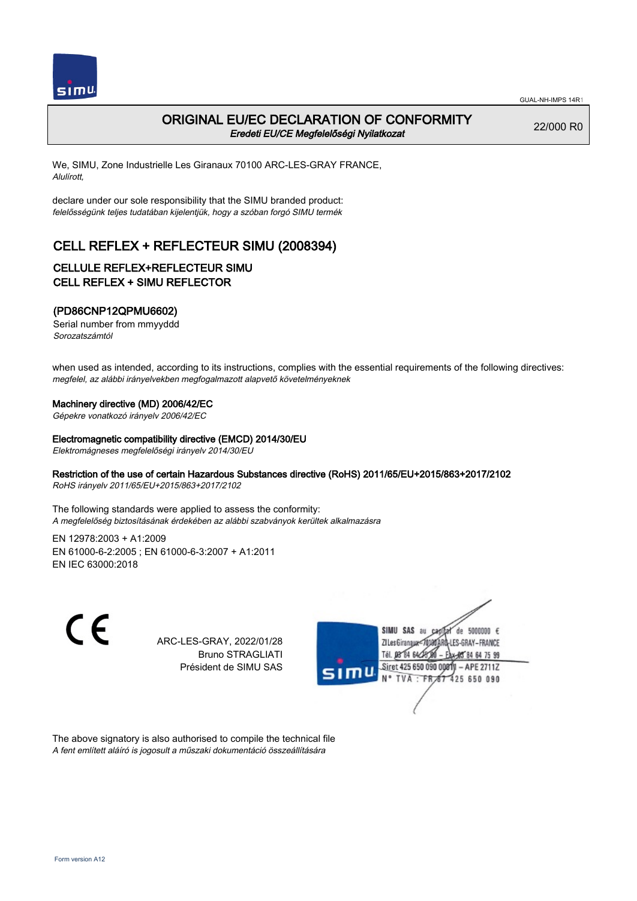# ORIGINAL EU/EC DECLARATION OF CONFORMITY

*Eredeti EU/CE Megfelelőségi Nyilatkozat*

22/000 R0

We, SIMU, Zone Industrielle Les Giranaux 70100 ARC-LES-GRAY FRANCE,
*Alulírott,*

declare under our sole responsibility that the SIMU branded product:
*felelősségünk teljes tudatában kijelentjük, hogy a szóban forgó SIMU termék*

## CELL REFLEX + REFLECTEUR SIMU (2008394)

### CELLULE REFLEX+REFLECTEUR SIMU
### CELL REFLEX + SIMU REFLECTOR

### (PD86CNP12QPMU6602)

Serial number from mmyyddd
*Sorozatszámtól*

when used as intended, according to its instructions, complies with the essential requirements of the following directives:
*megfelel, az alábbi irányelvekben megfogalmazott alapvető követelményeknek*

**Machinery directive (MD) 2006/42/EC**
*Gépekre vonatkozó irányelv 2006/42/EC*

**Electromagnetic compatibility directive (EMCD) 2014/30/EU**
*Elektromágneses megfelelőségi irányelv 2014/30/EU*

**Restriction of the use of certain Hazardous Substances directive (RoHS) 2011/65/EU+2015/863+2017/2102**
*RoHS irányelv 2011/65/EU+2015/863+2017/2102*

The following standards were applied to assess the conformity:
*A megfelelőség biztosításának érdekében az alábbi szabványok kerültek alkalmazásra*

EN 12978:2003 + A1:2009
EN 61000-6-2:2005 ; EN 61000-6-3:2007 + A1:2011
EN IEC 63000:2018

CE

ARC-LES-GRAY, 2022/01/28
Bruno STRAGLIATI
Président de SIMU SAS

SIMU SAS au capital de 5000000 €
ZI Les Giranaux 70100 ARC-LES-GRAY-FRANCE
Tél. 03 84 64 78 00 – Fax 03 84 64 75 99
Siret 425 650 090 00011 – APE 2711Z
N° TVA : FR 87 425 650 090

The above signatory is also authorised to compile the technical file
*A fent említett aláíró is jogosult a műszaki dokumentáció összeállítására*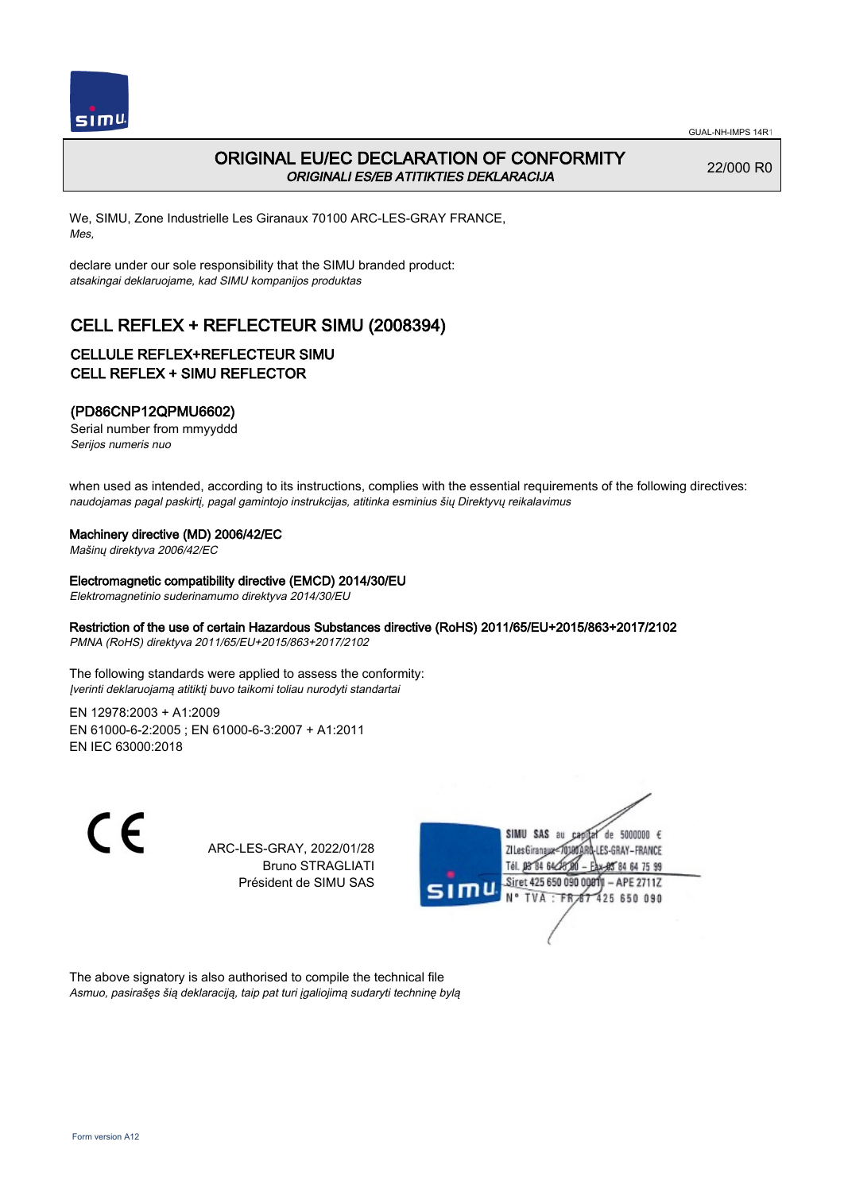# ORIGINAL EU/EC DECLARATION OF CONFORMITY

*ORIGINALI ES/EB ATITIKTIES DEKLARACIJA*

22/000 R0

We, SIMU, Zone Industrielle Les Giranaux 70100 ARC-LES-GRAY FRANCE,
*Mes,*

declare under our sole responsibility that the SIMU branded product:
*atsakingai deklaruojame, kad SIMU kompanijos produktas*

## CELL REFLEX + REFLECTEUR SIMU (2008394)

### CELLULE REFLEX+REFLECTEUR SIMU
### CELL REFLEX + SIMU REFLECTOR

### (PD86CNP12QPMU6602)

Serial number from mmyyddd
*Serijos numeris nuo*

when used as intended, according to its instructions, complies with the essential requirements of the following directives:
*naudojamas pagal paskirtį, pagal gamintojo instrukcijas, atitinka esminius šių Direktyvų reikalavimus*

**Machinery directive (MD) 2006/42/EC**
*Mašinų direktyva 2006/42/EC*

**Electromagnetic compatibility directive (EMCD) 2014/30/EU**
*Elektromagnetinio suderinamumo direktyva 2014/30/EU*

**Restriction of the use of certain Hazardous Substances directive (RoHS) 2011/65/EU+2015/863+2017/2102**
*PMNA (RoHS) direktyva 2011/65/EU+2015/863+2017/2102*

The following standards were applied to assess the conformity:
*Įverinti deklaruojamą atitiktį buvo taikomi toliau nurodyti standartai*

EN 12978:2003 + A1:2009
EN 61000-6-2:2005 ; EN 61000-6-3:2007 + A1:2011
EN IEC 63000:2018

CE

ARC-LES-GRAY, 2022/01/28
Bruno STRAGLIATI
Président de SIMU SAS

SIMU SAS au capital de 5000000 €
ZI Les Giranaux 70100 ARC-LES-GRAY-FRANCE
Tél. 03 84 64 75 00 – Fax 03 84 64 75 99
Siret 425 650 090 00811 – APE 2711Z
N° TVA : FR 67 425 650 090

The above signatory is also authorised to compile the technical file
*Asmuo, pasirašęs šią deklaraciją, taip pat turi įgaliojimą sudaryti techninę bylą*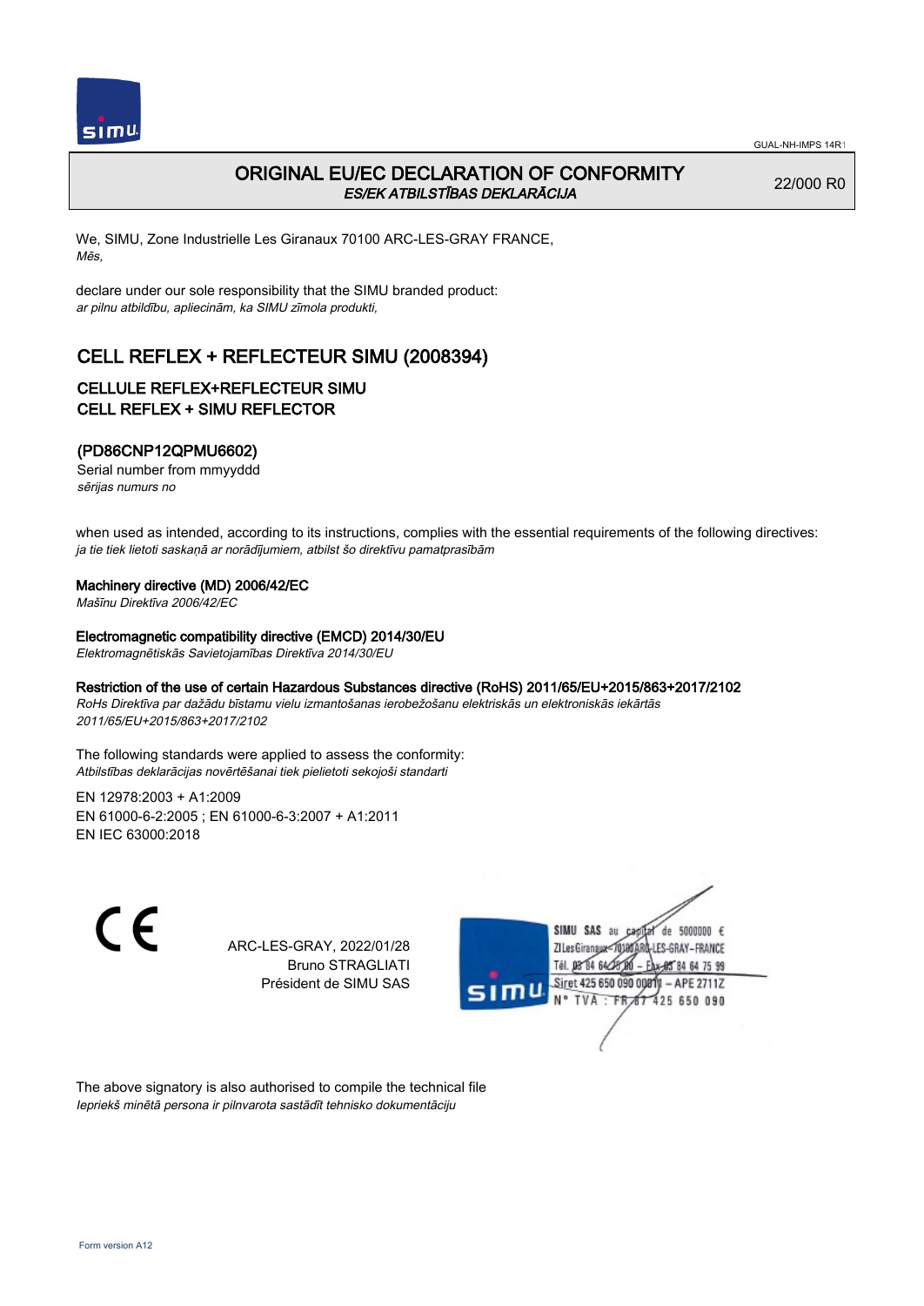GUAL-NH-IMPS 14R1

# ORIGINAL EU/EC DECLARATION OF CONFORMITY

*ES/EK ATBILSTĪBAS DEKLARĀCIJA*

22/000 R0

We, SIMU, Zone Industrielle Les Giranaux 70100 ARC-LES-GRAY FRANCE,
*Mēs,*

declare under our sole responsibility that the SIMU branded product:
*ar pilnu atbildību, apliecinām, ka SIMU zīmola produkti,*

## CELL REFLEX + REFLECTEUR SIMU (2008394)

### CELLULE REFLEX+REFLECTEUR SIMU
### CELL REFLEX + SIMU REFLECTOR

### (PD86CNP12QPMU6602)

Serial number from mmyyddd
*sērijas numurs no*

when used as intended, according to its instructions, complies with the essential requirements of the following directives:
*ja tie tiek lietoti saskaņā ar norādījumiem, atbilst šo direktīvu pamatprasībām*

**Machinery directive (MD) 2006/42/EC**
*Mašīnu Direktīva 2006/42/EC*

**Electromagnetic compatibility directive (EMCD) 2014/30/EU**
*Elektromagnētiskās Savietojamības Direktīva 2014/30/EU*

**Restriction of the use of certain Hazardous Substances directive (RoHS) 2011/65/EU+2015/863+2017/2102**
*RoHs Direktīva par dažādu bīstamu vielu izmantošanas ierobežošanu elektriskās un elektroniskās iekārtās 2011/65/EU+2015/863+2017/2102*

The following standards were applied to assess the conformity:
*Atbilstības deklarācijas novērtēšanai tiek pielietoti sekojoši standarti*

EN 12978:2003 + A1:2009
EN 61000-6-2:2005 ; EN 61000-6-3:2007 + A1:2011
EN IEC 63000:2018

ARC-LES-GRAY, 2022/01/28
Bruno STRAGLIATI
Président de SIMU SAS

SIMU SAS au capital de 5000000 €
ZI Les Giranaux 70100 ARC-LES-GRAY-FRANCE
Tél. 03 84 64 75 00 – Fax 03 84 64 75 99
Siret 425 650 090 00011 – APE 2711Z
N° TVA : FR 87 425 650 090

The above signatory is also authorised to compile the technical file
*Iepriekš minētā persona ir pilnvarota sastādīt tehnisko dokumentāciju*

Form version A12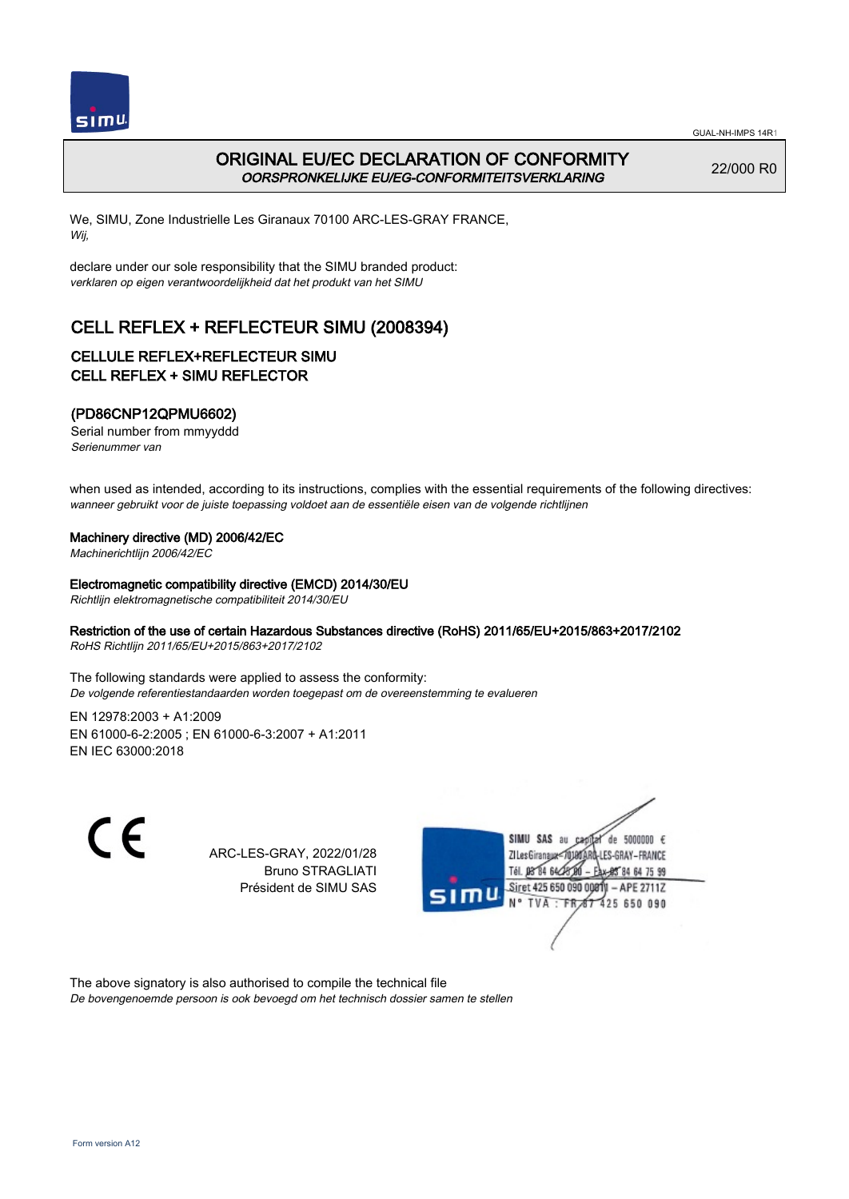GUAL-NH-IMPS 14R1

# ORIGINAL EU/EC DECLARATION OF CONFORMITY

*OORSPRONKELIJKE EU/EG-CONFORMITEITSVERKLARING*

22/000 R0

We, SIMU, Zone Industrielle Les Giranaux 70100 ARC-LES-GRAY FRANCE,
*Wij,*

declare under our sole responsibility that the SIMU branded product:
*verklaren op eigen verantwoordelijkheid dat het produkt van het SIMU*

## CELL REFLEX + REFLECTEUR SIMU (2008394)

### CELLULE REFLEX+REFLECTEUR SIMU
### CELL REFLEX + SIMU REFLECTOR

### (PD86CNP12QPMU6602)

Serial number from mmyyddd
*Serienummer van*

when used as intended, according to its instructions, complies with the essential requirements of the following directives:
*wanneer gebruikt voor de juiste toepassing voldoet aan de essentiële eisen van de volgende richtlijnen*

**Machinery directive (MD) 2006/42/EC**
*Machinerichtlijn 2006/42/EC*

**Electromagnetic compatibility directive (EMCD) 2014/30/EU**
*Richtlijn elektromagnetische compatibiliteit 2014/30/EU*

**Restriction of the use of certain Hazardous Substances directive (RoHS) 2011/65/EU+2015/863+2017/2102**
*RoHS Richtlijn 2011/65/EU+2015/863+2017/2102*

The following standards were applied to assess the conformity:
*De volgende referentiestandaarden worden toegepast om de overeenstemming te evalueren*

EN 12978:2003 + A1:2009
EN 61000-6-2:2005 ; EN 61000-6-3:2007 + A1:2011
EN IEC 63000:2018

CE

ARC-LES-GRAY, 2022/01/28
Bruno STRAGLIATI
Président de SIMU SAS

SIMU SAS au capital de 5000000 €
ZI Les Giranaux 70100 ARC-LES-GRAY-FRANCE
Tél. 03 84 64 78 00 – Fax 03 84 64 75 99
Siret 425 650 090 00811 – APE 2711Z
N° TVA : FR 87 425 650 090

The above signatory is also authorised to compile the technical file
*De bovengenoemde persoon is ook bevoegd om het technisch dossier samen te stellen*

Form version A12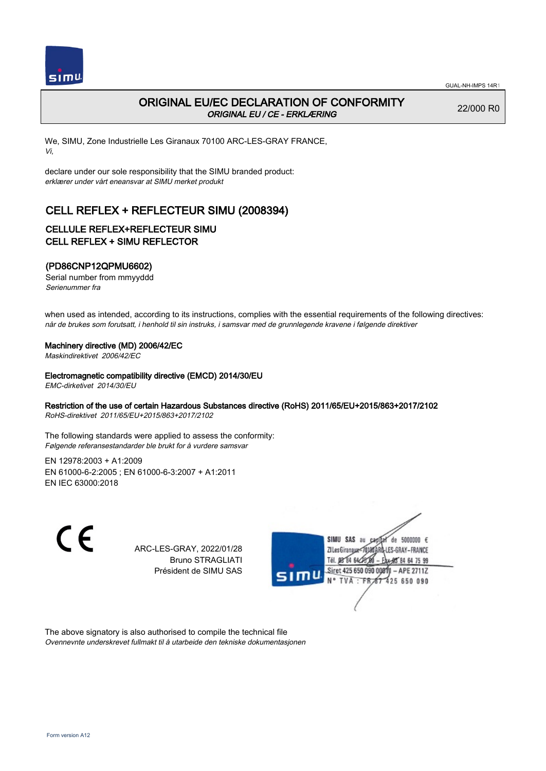# ORIGINAL EU/EC DECLARATION OF CONFORMITY

*ORIGINAL EU / CE - ERKLÆRING*

22/000 R0

We, SIMU, Zone Industrielle Les Giranaux 70100 ARC-LES-GRAY FRANCE,
*Vi,*

declare under our sole responsibility that the SIMU branded product:
*erklærer under vårt eneansvar at SIMU merket produkt*

## CELL REFLEX + REFLECTEUR SIMU (2008394)

### CELLULE REFLEX+REFLECTEUR SIMU
### CELL REFLEX + SIMU REFLECTOR

### (PD86CNP12QPMU6602)

Serial number from mmyyddd
*Serienummer fra*

when used as intended, according to its instructions, complies with the essential requirements of the following directives:
*når de brukes som forutsatt, i henhold til sin instruks, i samsvar med de grunnlegende kravene i følgende direktiver*

**Machinery directive (MD) 2006/42/EC**
*Maskindirektivet 2006/42/EC*

**Electromagnetic compatibility directive (EMCD) 2014/30/EU**
*EMC-dirketivet 2014/30/EU*

**Restriction of the use of certain Hazardous Substances directive (RoHS) 2011/65/EU+2015/863+2017/2102**
*RoHS-direktivet 2011/65/EU+2015/863+2017/2102*

The following standards were applied to assess the conformity:
*Følgende referansestandarder ble brukt for å vurdere samsvar*

EN 12978:2003 + A1:2009
EN 61000-6-2:2005 ; EN 61000-6-3:2007 + A1:2011
EN IEC 63000:2018

CE

ARC-LES-GRAY, 2022/01/28
Bruno STRAGLIATI
Président de SIMU SAS

SIMU SAS au capital de 5000000 €
ZI Les Giranaux 70100 ARC-LES-GRAY-FRANCE
Tél. 03 84 64 75 00 – Fax 03 84 64 75 99
Siret 425 650 090 00011 – APE 2711Z
N° TVA : FR 67 425 650 090

The above signatory is also authorised to compile the technical file
*Ovennevnte underskrevet fullmakt til å utarbeide den tekniske dokumentasjonen*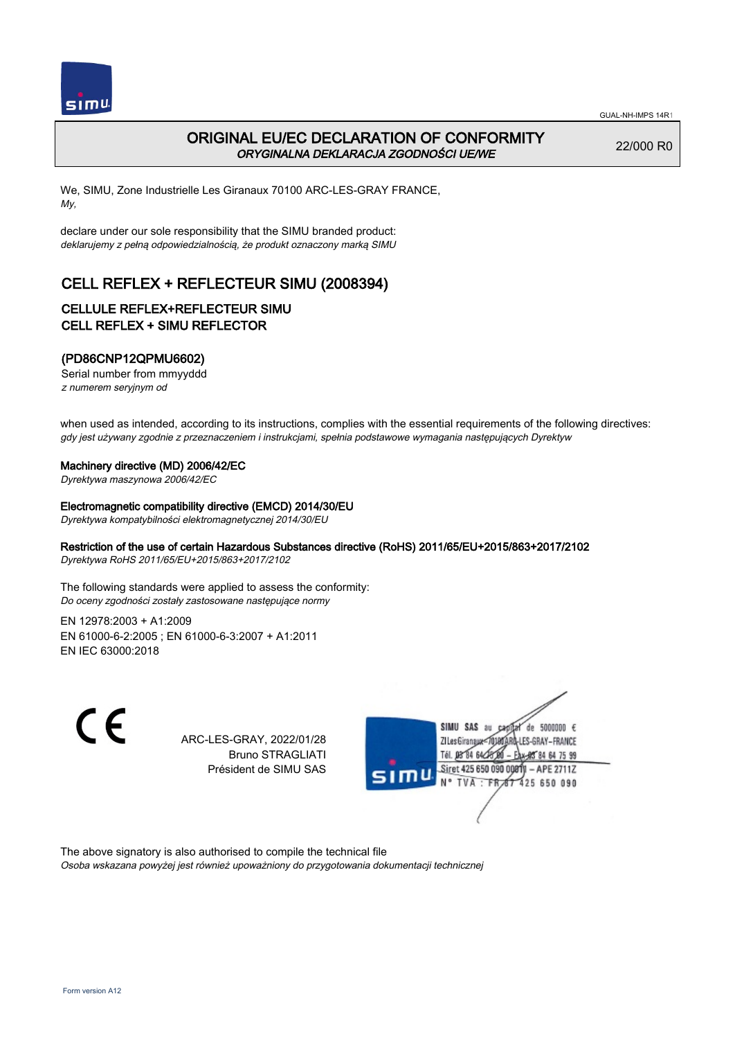GUAL-NH-IMPS 14R1

# ORIGINAL EU/EC DECLARATION OF CONFORMITY

*ORYGINALNA DEKLARACJA ZGODNOŚCI UE/WE*

22/000 R0

We, SIMU, Zone Industrielle Les Giranaux 70100 ARC-LES-GRAY FRANCE,
*My,*

declare under our sole responsibility that the SIMU branded product:
*deklarujemy z pełną odpowiedzialnością, że produkt oznaczony marką SIMU*

## CELL REFLEX + REFLECTEUR SIMU (2008394)

### CELLULE REFLEX+REFLECTEUR SIMU
### CELL REFLEX + SIMU REFLECTOR

### (PD86CNP12QPMU6602)

Serial number from mmyyddd
*z numerem seryjnym od*

when used as intended, according to its instructions, complies with the essential requirements of the following directives:
*gdy jest używany zgodnie z przeznaczeniem i instrukcjami, spełnia podstawowe wymagania następujących Dyrektyw*

**Machinery directive (MD) 2006/42/EC**
*Dyrektywa maszynowa 2006/42/EC*

**Electromagnetic compatibility directive (EMCD) 2014/30/EU**
*Dyrektywa kompatybilności elektromagnetycznej 2014/30/EU*

**Restriction of the use of certain Hazardous Substances directive (RoHS) 2011/65/EU+2015/863+2017/2102**
*Dyrektywa RoHS 2011/65/EU+2015/863+2017/2102*

The following standards were applied to assess the conformity:
*Do oceny zgodności zostały zastosowane następujące normy*

EN 12978:2003 + A1:2009
EN 61000-6-2:2005 ; EN 61000-6-3:2007 + A1:2011
EN IEC 63000:2018

CE

ARC-LES-GRAY, 2022/01/28
Bruno STRAGLIATI
Président de SIMU SAS

SIMU SAS au capital de 5000000 €
ZI Les Giranaux 70100 ARC-LES-GRAY-FRANCE
Tél. 03 84 64 75 00 – Fax 03 84 64 75 99
Siret 425 650 090 00011 – APE 2711Z
N° TVA : FR 67 425 650 090

The above signatory is also authorised to compile the technical file
*Osoba wskazana powyżej jest również upoważniony do przygotowania dokumentacji technicznej*

Form version A12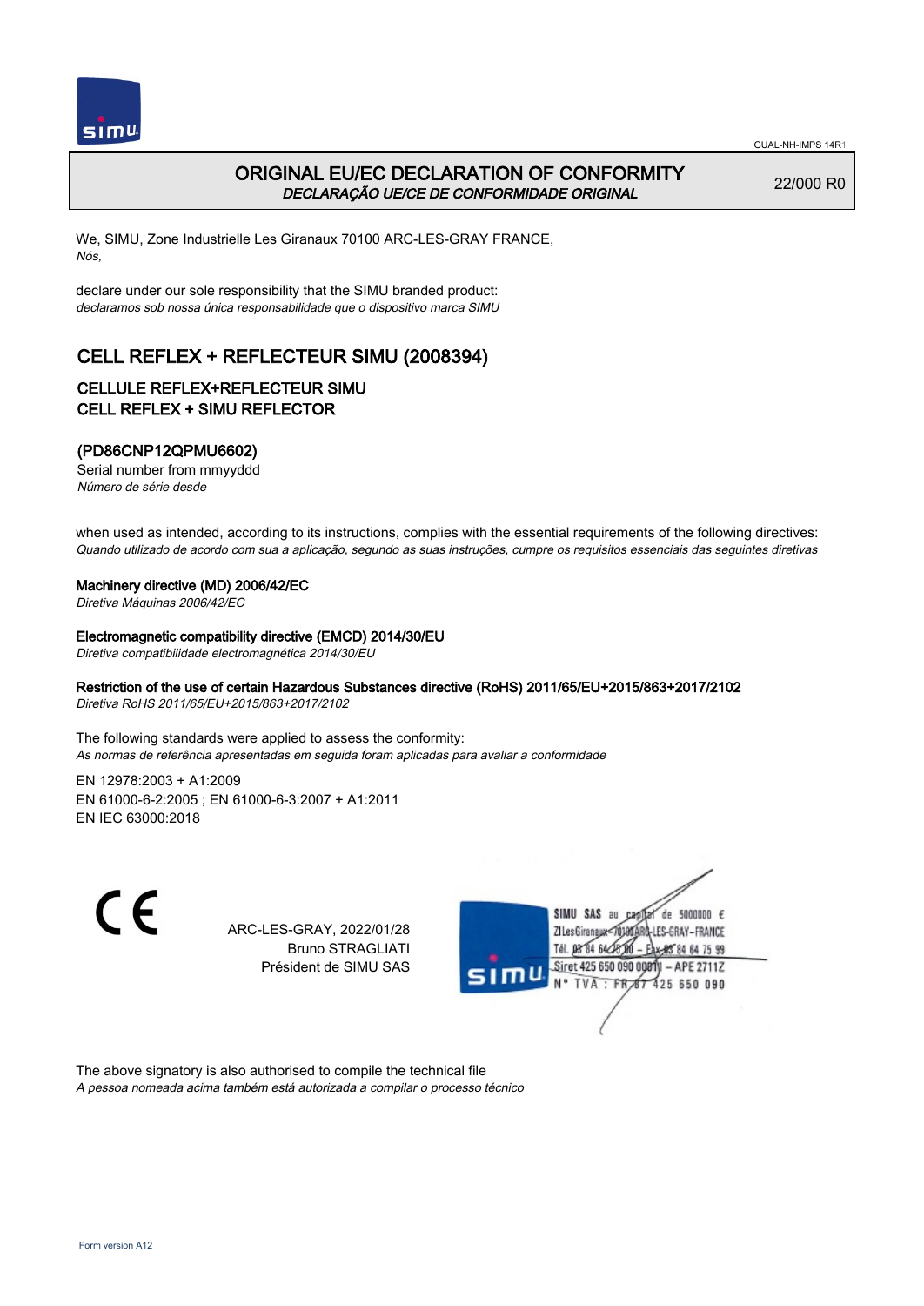GUAL-NH-IMPS 14R1

# ORIGINAL EU/EC DECLARATION OF CONFORMITY
*DECLARAÇÃO UE/CE DE CONFORMIDADE ORIGINAL*

22/000 R0

We, SIMU, Zone Industrielle Les Giranaux 70100 ARC-LES-GRAY FRANCE,
*Nós,*

declare under our sole responsibility that the SIMU branded product:
*declaramos sob nossa única responsabilidade que o dispositivo marca SIMU*

## CELL REFLEX + REFLECTEUR SIMU (2008394)

### CELLULE REFLEX+REFLECTEUR SIMU
### CELL REFLEX + SIMU REFLECTOR

### (PD86CNP12QPMU6602)
Serial number from mmyyddd
*Número de série desde*

when used as intended, according to its instructions, complies with the essential requirements of the following directives:
*Quando utilizado de acordo com sua a aplicação, segundo as suas instruções, cumpre os requisitos essenciais das seguintes diretivas*

**Machinery directive (MD) 2006/42/EC**
*Diretiva Máquinas 2006/42/EC*

**Electromagnetic compatibility directive (EMCD) 2014/30/EU**
*Diretiva compatibilidade electromagnética 2014/30/EU*

**Restriction of the use of certain Hazardous Substances directive (RoHS) 2011/65/EU+2015/863+2017/2102**
*Diretiva RoHS 2011/65/EU+2015/863+2017/2102*

The following standards were applied to assess the conformity:
*As normas de referência apresentadas em seguida foram aplicadas para avaliar a conformidade*

EN 12978:2003 + A1:2009
EN 61000-6-2:2005 ; EN 61000-6-3:2007 + A1:2011
EN IEC 63000:2018

CE

ARC-LES-GRAY, 2022/01/28
Bruno STRAGLIATI
Président de SIMU SAS

SIMU SAS au capital de 5000000 €
ZI Les Giranaux 70100 ARC-LES-GRAY-FRANCE
Tél. 03 84 64 75 00 – Fax 03 84 64 75 99
Siret 425 650 090 00011 – APE 2711Z
N° TVA : FR 87 425 650 090

The above signatory is also authorised to compile the technical file
*A pessoa nomeada acima também está autorizada a compilar o processo técnico*

Form version A12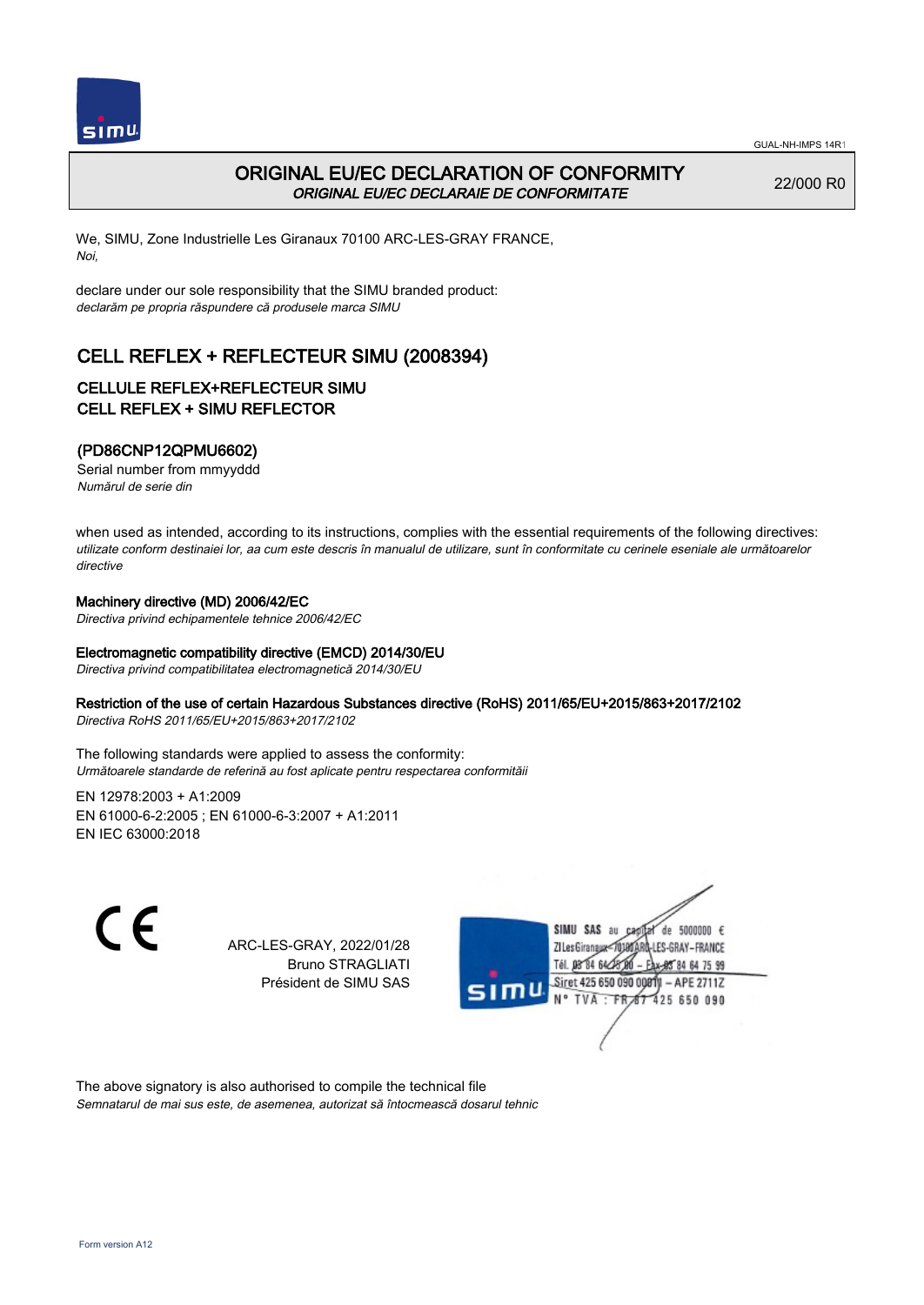GUAL-NH-IMPS 14R1

# ORIGINAL EU/EC DECLARATION OF CONFORMITY

*ORIGINAL EU/EC DECLARAIE DE CONFORMITATE*

22/000 R0

We, SIMU, Zone Industrielle Les Giranaux 70100 ARC-LES-GRAY FRANCE,
*Noi,*

declare under our sole responsibility that the SIMU branded product:
*declarăm pe propria răspundere că produsele marca SIMU*

## CELL REFLEX + REFLECTEUR SIMU (2008394)

### CELLULE REFLEX+REFLECTEUR SIMU
### CELL REFLEX + SIMU REFLECTOR

### (PD86CNP12QPMU6602)

Serial number from mmyyddd
*Numărul de serie din*

when used as intended, according to its instructions, complies with the essential requirements of the following directives:
*utilizate conform destinaiei lor, aa cum este descris în manualul de utilizare, sunt în conformitate cu cerinele eseniale ale următoarelor directive*

**Machinery directive (MD) 2006/42/EC**
*Directiva privind echipamentele tehnice 2006/42/EC*

**Electromagnetic compatibility directive (EMCD) 2014/30/EU**
*Directiva privind compatibilitatea electromagnetică 2014/30/EU*

**Restriction of the use of certain Hazardous Substances directive (RoHS) 2011/65/EU+2015/863+2017/2102**
*Directiva RoHS 2011/65/EU+2015/863+2017/2102*

The following standards were applied to assess the conformity:
*Următoarele standarde de referină au fost aplicate pentru respectarea conformităii*

EN 12978:2003 + A1:2009
EN 61000-6-2:2005 ; EN 61000-6-3:2007 + A1:2011
EN IEC 63000:2018

CE

ARC-LES-GRAY, 2022/01/28
Bruno STRAGLIATI
Président de SIMU SAS

SIMU SAS au capital de 5000000 €
ZI Les Giranaux 70100 ARC-LES-GRAY-FRANCE
Tél. 03 84 64 75 00 – Fax 03 84 64 75 99
Siret 425 650 090 00011 – APE 2711Z
N° TVA : FR 87 425 650 090

The above signatory is also authorised to compile the technical file
*Semnatarul de mai sus este, de asemenea, autorizat să întocmească dosarul tehnic*

Form version A12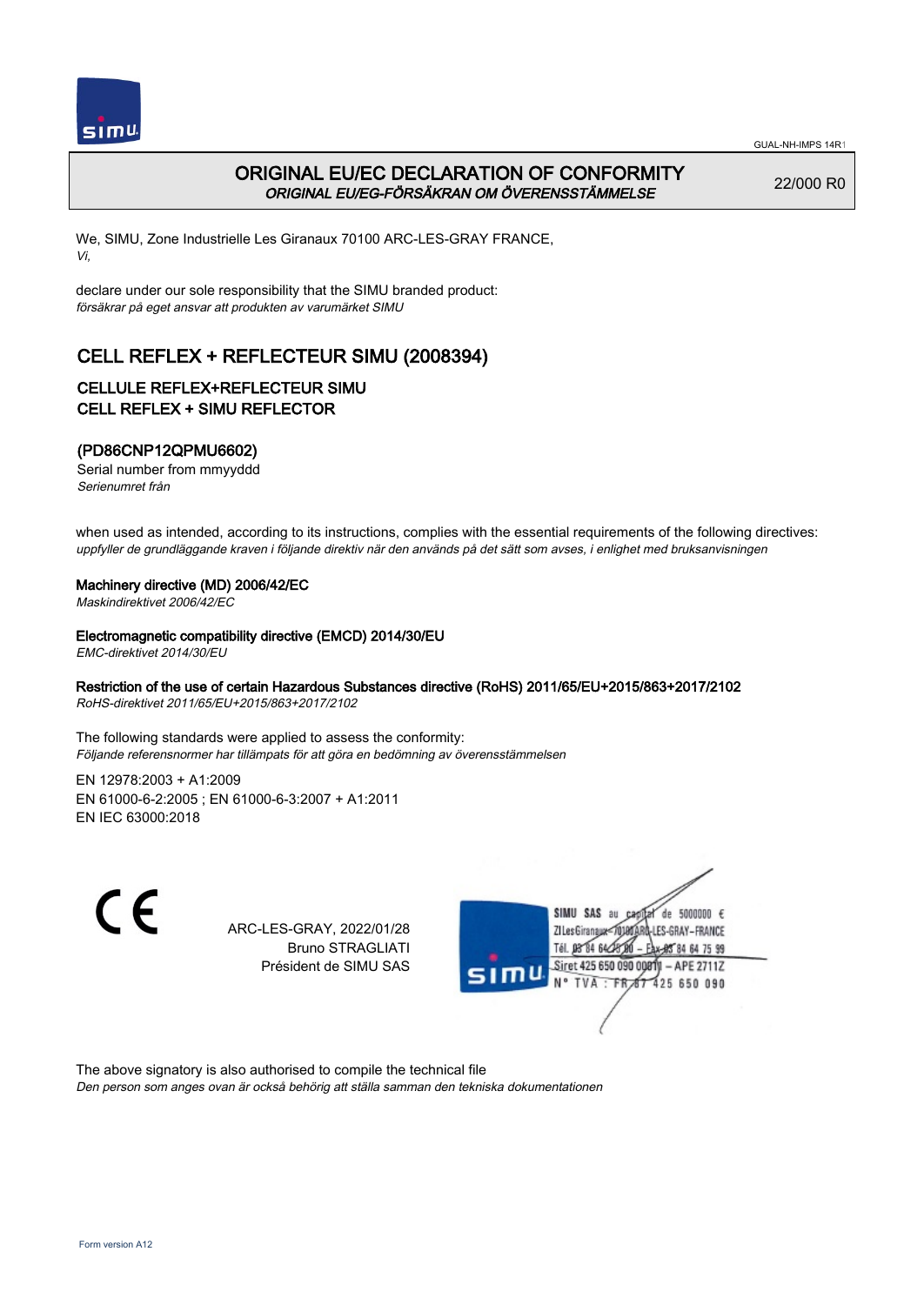GUAL-NH-IMPS 14R1

# ORIGINAL EU/EC DECLARATION OF CONFORMITY

*ORIGINAL EU/EG-FÖRSÄKRAN OM ÖVERENSSTÄMMELSE*

22/000 R0

We, SIMU, Zone Industrielle Les Giranaux 70100 ARC-LES-GRAY FRANCE,
*Vi,*

declare under our sole responsibility that the SIMU branded product:
*försäkrar på eget ansvar att produkten av varumärket SIMU*

## CELL REFLEX + REFLECTEUR SIMU (2008394)

### CELLULE REFLEX+REFLECTEUR SIMU
### CELL REFLEX + SIMU REFLECTOR

### (PD86CNP12QPMU6602)

Serial number from mmyyddd
*Serienumret från*

when used as intended, according to its instructions, complies with the essential requirements of the following directives:
*uppfyller de grundläggande kraven i följande direktiv när den används på det sätt som avses, i enlighet med bruksanvisningen*

**Machinery directive (MD) 2006/42/EC**
*Maskindirektivet 2006/42/EC*

**Electromagnetic compatibility directive (EMCD) 2014/30/EU**
*EMC-direktivet 2014/30/EU*

**Restriction of the use of certain Hazardous Substances directive (RoHS) 2011/65/EU+2015/863+2017/2102**
*RoHS-direktivet 2011/65/EU+2015/863+2017/2102*

The following standards were applied to assess the conformity:
*Följande referensnormer har tillämpats för att göra en bedömning av överensstämmelsen*

EN 12978:2003 + A1:2009
EN 61000-6-2:2005 ; EN 61000-6-3:2007 + A1:2011
EN IEC 63000:2018

ARC-LES-GRAY, 2022/01/28
Bruno STRAGLIATI
Président de SIMU SAS

SIMU SAS au capital de 5000000 €
ZI Les Giranaux 70100 ARC-LES-GRAY-FRANCE
Tél. 03 84 64 75 00 – Fax 03 84 64 75 99
Siret 425 650 090 00011 – APE 2711Z
N° TVA : FR 67 425 650 090

The above signatory is also authorised to compile the technical file
*Den person som anges ovan är också behörig att ställa samman den tekniska dokumentationen*

Form version A12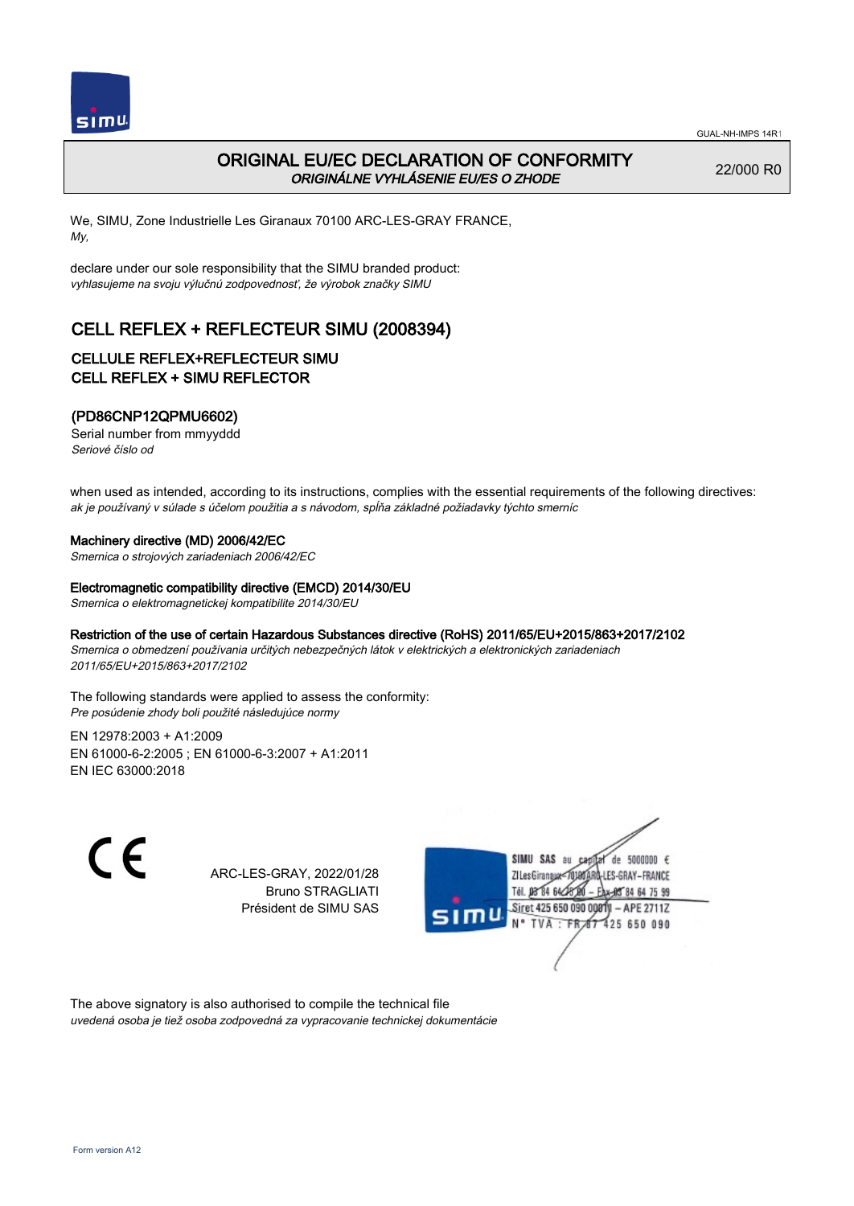GUAL-NH-IMPS 14R1

# ORIGINAL EU/EC DECLARATION OF CONFORMITY
*ORIGINÁLNE VYHLÁSENIE EU/ES O ZHODE*

22/000 R0

We, SIMU, Zone Industrielle Les Giranaux 70100 ARC-LES-GRAY FRANCE,
*My,*

declare under our sole responsibility that the SIMU branded product:
*vyhlasujeme na svoju výlučnú zodpovednosť, že výrobok značky SIMU*

## CELL REFLEX + REFLECTEUR SIMU (2008394)

### CELLULE REFLEX+REFLECTEUR SIMU
### CELL REFLEX + SIMU REFLECTOR

### (PD86CNP12QPMU6602)

Serial number from mmyyddd
*Seriové číslo od*

when used as intended, according to its instructions, complies with the essential requirements of the following directives:
*ak je používaný v súlade s účelom použitia a s návodom, spĺňa základné požiadavky týchto smerníc*

**Machinery directive (MD) 2006/42/EC**
*Smernica o strojových zariadeniach 2006/42/EC*

**Electromagnetic compatibility directive (EMCD) 2014/30/EU**
*Smernica o elektromagnetickej kompatibilite 2014/30/EU*

**Restriction of the use of certain Hazardous Substances directive (RoHS) 2011/65/EU+2015/863+2017/2102**
*Smernica o obmedzení používania určitých nebezpečných látok v elektrických a elektronických zariadeniach 2011/65/EU+2015/863+2017/2102*

The following standards were applied to assess the conformity:
*Pre posúdenie zhody boli použité následujúce normy*

EN 12978:2003 + A1:2009
EN 61000-6-2:2005 ; EN 61000-6-3:2007 + A1:2011
EN IEC 63000:2018

CE

ARC-LES-GRAY, 2022/01/28
Bruno STRAGLIATI
Président de SIMU SAS

SIMU SAS au capital de 5000000 €
ZI Les Giranaux 70100 ARC-LES-GRAY-FRANCE
Tél. 03 84 64 75 00 – Fax 03 84 64 75 99
Siret 425 650 090 00011 – APE 2711Z
N° TVA : FR 87 425 650 090

The above signatory is also authorised to compile the technical file
*uvedená osoba je tiež osoba zodpovedná za vypracovanie technickej dokumentácie*

Form version A12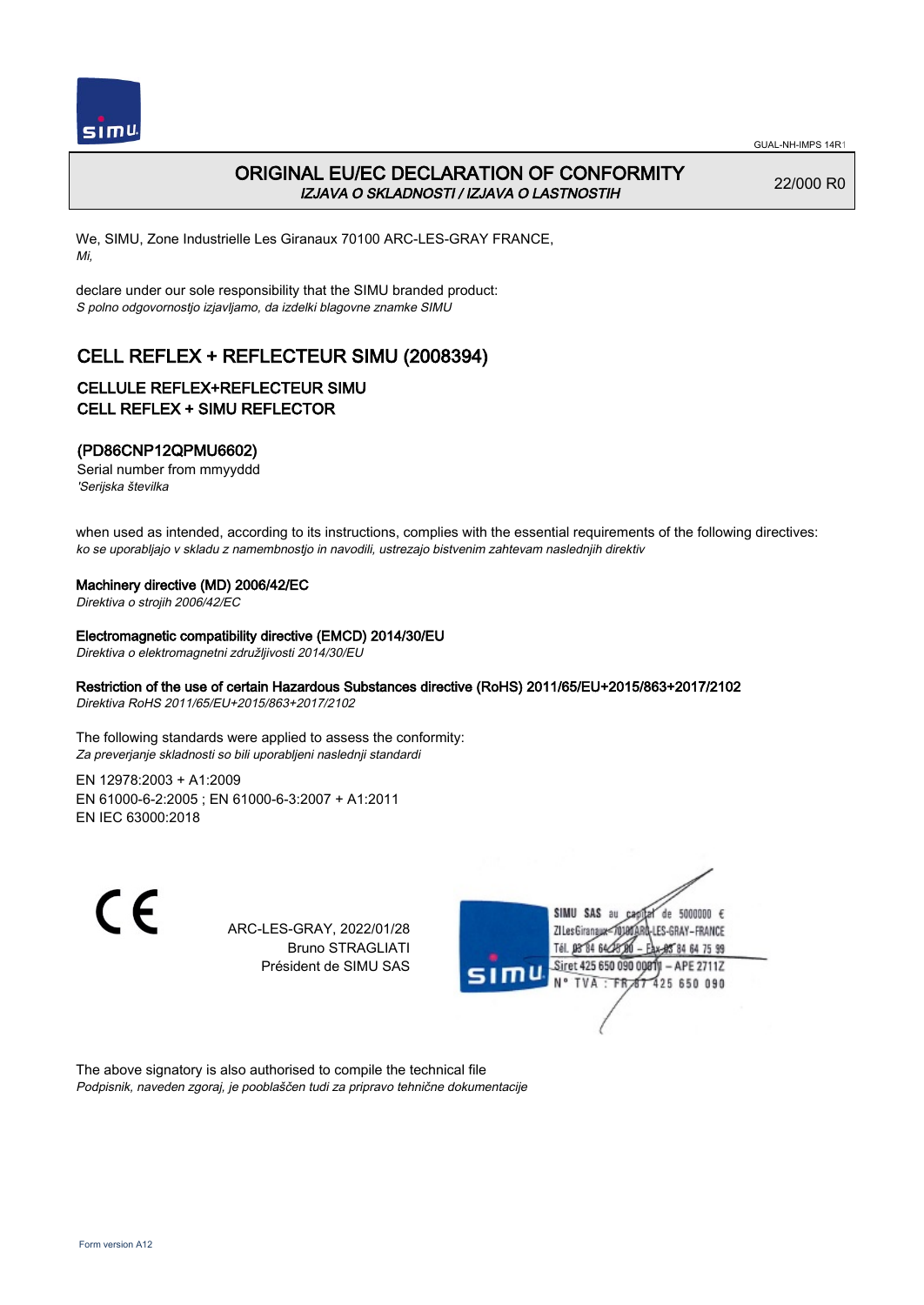GUAL-NH-IMPS 14R1

# ORIGINAL EU/EC DECLARATION OF CONFORMITY

*IZJAVA O SKLADNOSTI / IZJAVA O LASTNOSTIH*

22/000 R0

We, SIMU, Zone Industrielle Les Giranaux 70100 ARC-LES-GRAY FRANCE,
*Mi,*

declare under our sole responsibility that the SIMU branded product:
*S polno odgovornostjo izjavljamo, da izdelki blagovne znamke SIMU*

## CELL REFLEX + REFLECTEUR SIMU (2008394)

### CELLULE REFLEX+REFLECTEUR SIMU
### CELL REFLEX + SIMU REFLECTOR

### (PD86CNP12QPMU6602)

Serial number from mmyyddd
*'Serijska številka*

when used as intended, according to its instructions, complies with the essential requirements of the following directives:
*ko se uporabljajo v skladu z namembnostjo in navodili, ustrezajo bistvenim zahtevam naslednjih direktiv*

**Machinery directive (MD) 2006/42/EC**
*Direktiva o strojih 2006/42/EC*

**Electromagnetic compatibility directive (EMCD) 2014/30/EU**
*Direktiva o elektromagnetni združljivosti 2014/30/EU*

**Restriction of the use of certain Hazardous Substances directive (RoHS) 2011/65/EU+2015/863+2017/2102**
*Direktiva RoHS 2011/65/EU+2015/863+2017/2102*

The following standards were applied to assess the conformity:
*Za preverjanje skladnosti so bili uporabljeni naslednji standardi*

EN 12978:2003 + A1:2009
EN 61000-6-2:2005 ; EN 61000-6-3:2007 + A1:2011
EN IEC 63000:2018

CE

ARC-LES-GRAY, 2022/01/28
Bruno STRAGLIATI
Président de SIMU SAS

SIMU SAS au capital de 5000000 €
ZI Les Giranaux 70100 ARC-LES-GRAY-FRANCE
Tél. 03 84 64 78 00 – Fax 03 84 64 75 99
Siret 425 650 090 00011 – APE 2711Z
N° TVA : FR 87 425 650 090

The above signatory is also authorised to compile the technical file
*Podpisnik, naveden zgoraj, je pooblaščen tudi za pripravo tehnične dokumentacije*

Form version A12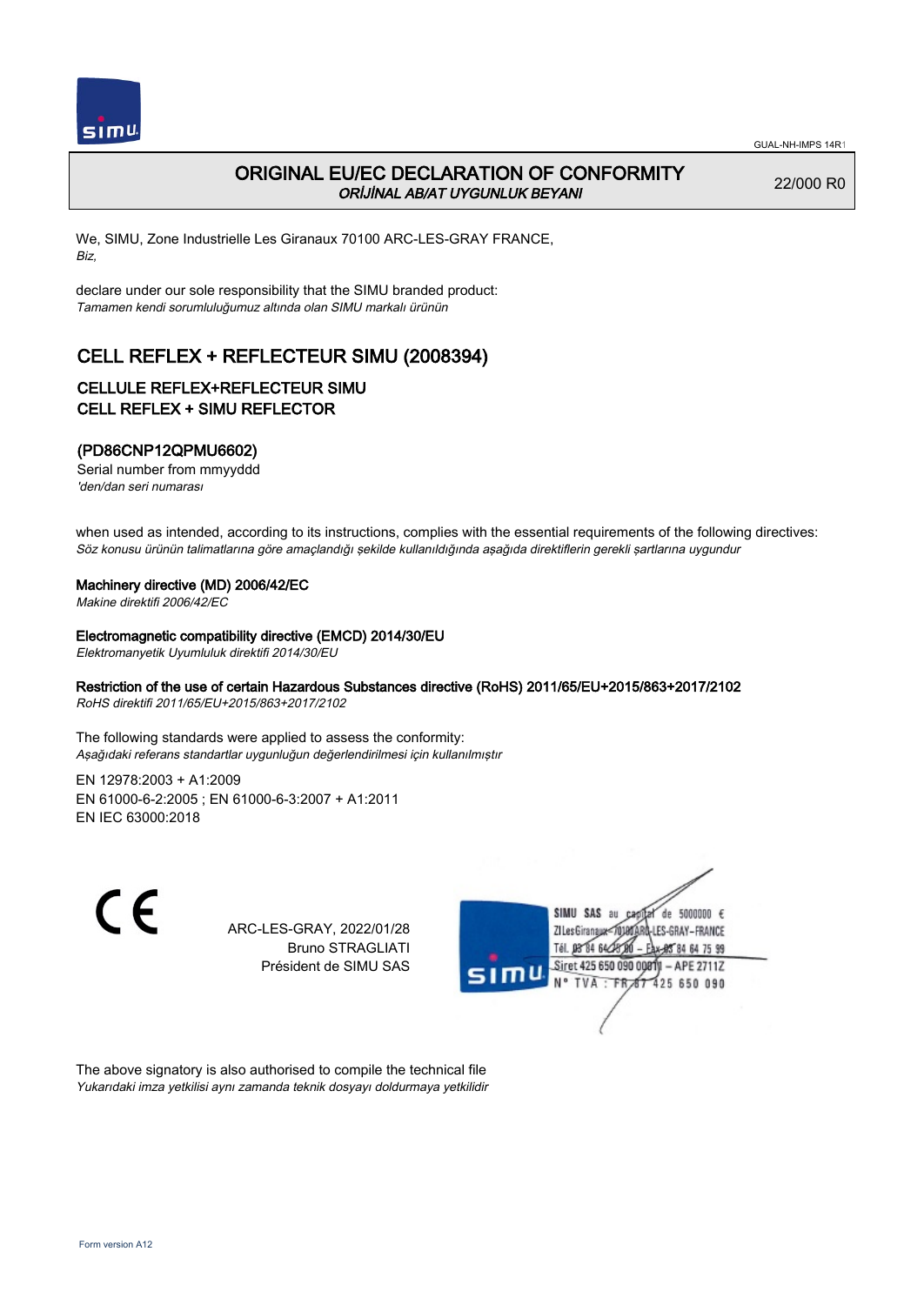GUAL-NH-IMPS 14R1

# ORIGINAL EU/EC DECLARATION OF CONFORMITY

*ORİJİNAL AB/AT UYGUNLUK BEYANI*

22/000 R0

We, SIMU, Zone Industrielle Les Giranaux 70100 ARC-LES-GRAY FRANCE,
*Biz,*

declare under our sole responsibility that the SIMU branded product:
*Tamamen kendi sorumluluğumuz altında olan SIMU markalı ürünün*

## CELL REFLEX + REFLECTEUR SIMU (2008394)

### CELLULE REFLEX+REFLECTEUR SIMU
### CELL REFLEX + SIMU REFLECTOR

### (PD86CNP12QPMU6602)

Serial number from mmyyddd
*'den/dan seri numarası*

when used as intended, according to its instructions, complies with the essential requirements of the following directives:
*Söz konusu ürünün talimatlarına göre amaçlandığı şekilde kullanıldığında aşağıda direktiflerin gerekli şartlarına uygundur*

**Machinery directive (MD) 2006/42/EC**
*Makine direktifi 2006/42/EC*

**Electromagnetic compatibility directive (EMCD) 2014/30/EU**
*Elektromanyetik Uyumluluk direktifi 2014/30/EU*

**Restriction of the use of certain Hazardous Substances directive (RoHS) 2011/65/EU+2015/863+2017/2102**
*RoHS direktifi 2011/65/EU+2015/863+2017/2102*

The following standards were applied to assess the conformity:
*Aşağıdaki referans standartlar uygunluğun değerlendirilmesi için kullanılmıştır*

EN 12978:2003 + A1:2009
EN 61000-6-2:2005 ; EN 61000-6-3:2007 + A1:2011
EN IEC 63000:2018

CE

ARC-LES-GRAY, 2022/01/28
Bruno STRAGLIATI
Président de SIMU SAS

SIMU SAS au capital de 5000000 €
ZI Les Giranaux 70100 ARC-LES-GRAY-FRANCE
Tél. 03 84 64 75 00 – Fax 03 84 64 75 99
Siret 425 650 090 00011 – APE 2711Z
N° TVA : FR 87 425 650 090

The above signatory is also authorised to compile the technical file
*Yukarıdaki imza yetkilisi aynı zamanda teknik dosyayı doldurmaya yetkilidir*

Form version A12